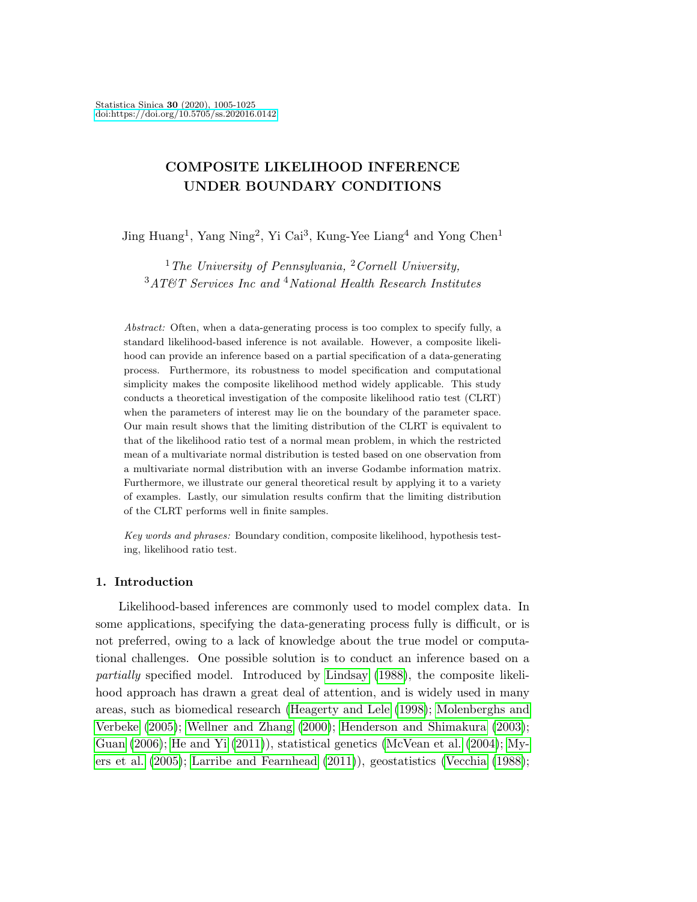# COMPOSITE LIKELIHOOD INFERENCE UNDER BOUNDARY CONDITIONS

Jing Huang[1], Yang Ning[2], Yi Cai[3], Kung-Yee Liang[4] and Yong Chen[1]

[1] *The University of Pennsylvania,* [2] *Cornell University,*
[3] *AT&T Services Inc and* [4] *National Health Research Institutes*

*Abstract:* Often, when a data-generating process is too complex to specify fully, a standard likelihood-based inference is not available. However, a composite likelihood can provide an inference based on a partial specification of a data-generating process. Furthermore, its robustness to model specification and computational simplicity makes the composite likelihood method widely applicable. This study conducts a theoretical investigation of the composite likelihood ratio test (CLRT) when the parameters of interest may lie on the boundary of the parameter space. Our main result shows that the limiting distribution of the CLRT is equivalent to that of the likelihood ratio test of a normal mean problem, in which the restricted mean of a multivariate normal distribution is tested based on one observation from a multivariate normal distribution with an inverse Godambe information matrix. Furthermore, we illustrate our general theoretical result by applying it to a variety of examples. Lastly, our simulation results confirm that the limiting distribution of the CLRT performs well in finite samples.

*Key words and phrases:* Boundary condition, composite likelihood, hypothesis testing, likelihood ratio test.

## 1. Introduction

Likelihood-based inferences are commonly used to model complex data. In some applications, specifying the data-generating process fully is difficult, or is not preferred, owing to a lack of knowledge about the true model or computational challenges. One possible solution is to conduct an inference based on a *partially* specified model. Introduced by Lindsay (1988), the composite likelihood approach has drawn a great deal of attention, and is widely used in many areas, such as biomedical research (Heagerty and Lele (1998); Molenberghs and Verbeke (2005); Wellner and Zhang (2000); Henderson and Shimakura (2003); Guan (2006); He and Yi (2011)), statistical genetics (McVean et al. (2004); Myers et al. (2005); Larribe and Fearnhead (2011)), geostatistics (Vecchia (1988);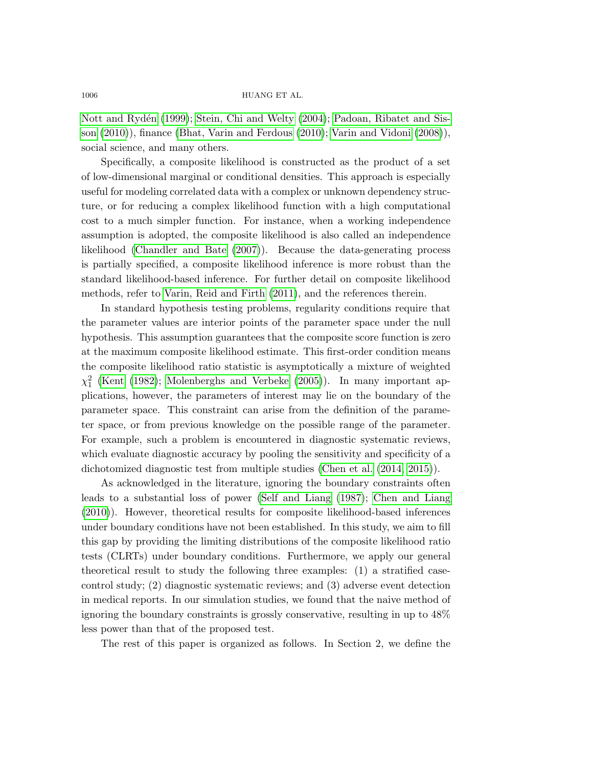Nott and Rydén (1999); Stein, Chi and Welty (2004); Padoan, Ribatet and Sisson (2010)), finance (Bhat, Varin and Ferdous (2010); Varin and Vidoni (2008)), social science, and many others.

Specifically, a composite likelihood is constructed as the product of a set of low-dimensional marginal or conditional densities. This approach is especially useful for modeling correlated data with a complex or unknown dependency structure, or for reducing a complex likelihood function with a high computational cost to a much simpler function. For instance, when a working independence assumption is adopted, the composite likelihood is also called an independence likelihood (Chandler and Bate (2007)). Because the data-generating process is partially specified, a composite likelihood inference is more robust than the standard likelihood-based inference. For further detail on composite likelihood methods, refer to Varin, Reid and Firth (2011), and the references therein.

In standard hypothesis testing problems, regularity conditions require that the parameter values are interior points of the parameter space under the null hypothesis. This assumption guarantees that the composite score function is zero at the maximum composite likelihood estimate. This first-order condition means the composite likelihood ratio statistic is asymptotically a mixture of weighted $\chi^2_1$ (Kent (1982); Molenberghs and Verbeke (2005)). In many important applications, however, the parameters of interest may lie on the boundary of the parameter space. This constraint can arise from the definition of the parameter space, or from previous knowledge on the possible range of the parameter. For example, such a problem is encountered in diagnostic systematic reviews, which evaluate diagnostic accuracy by pooling the sensitivity and specificity of a dichotomized diagnostic test from multiple studies (Chen et al. (2014, 2015)).

As acknowledged in the literature, ignoring the boundary constraints often leads to a substantial loss of power (Self and Liang (1987); Chen and Liang (2010)). However, theoretical results for composite likelihood-based inferences under boundary conditions have not been established. In this study, we aim to fill this gap by providing the limiting distributions of the composite likelihood ratio tests (CLRTs) under boundary conditions. Furthermore, we apply our general theoretical result to study the following three examples: (1) a stratified case-control study; (2) diagnostic systematic reviews; and (3) adverse event detection in medical reports. In our simulation studies, we found that the naive method of ignoring the boundary constraints is grossly conservative, resulting in up to 48% less power than that of the proposed test.

The rest of this paper is organized as follows. In Section 2, we define the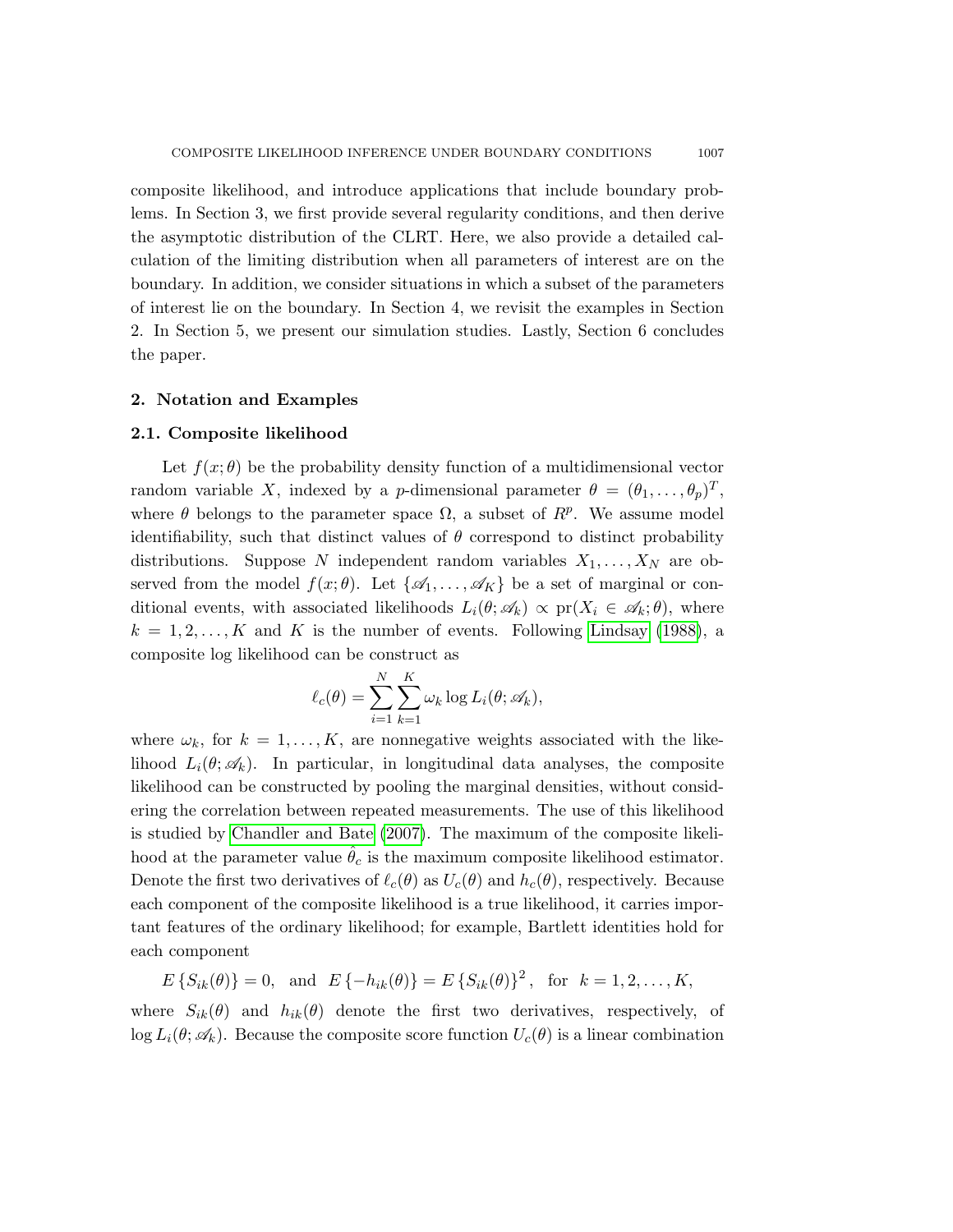composite likelihood, and introduce applications that include boundary problems. In Section 3, we first provide several regularity conditions, and then derive the asymptotic distribution of the CLRT. Here, we also provide a detailed calculation of the limiting distribution when all parameters of interest are on the boundary. In addition, we consider situations in which a subset of the parameters of interest lie on the boundary. In Section 4, we revisit the examples in Section 2. In Section 5, we present our simulation studies. Lastly, Section 6 concludes the paper.

## 2. Notation and Examples

### 2.1. Composite likelihood

Let $f(x;\theta)$ be the probability density function of a multidimensional vector random variable $X$, indexed by a $p$-dimensional parameter $\theta = (\theta_1, \ldots, \theta_p)^T$, where $\theta$ belongs to the parameter space $\Omega$, a subset of $R^p$. We assume model identifiability, such that distinct values of $\theta$ correspond to distinct probability distributions. Suppose $N$ independent random variables $X_1, \ldots, X_N$ are observed from the model $f(x;\theta)$. Let $\{\mathscr{A}_1, \ldots, \mathscr{A}_K\}$ be a set of marginal or conditional events, with associated likelihoods $L_i(\theta;\mathscr{A}_k) \propto \mathrm{pr}(X_i \in \mathscr{A}_k;\theta)$, where $k = 1, 2, \ldots, K$ and $K$ is the number of events. Following Lindsay (1988), a composite log likelihood can be construct as

$$\ell_c(\theta) = \sum_{i=1}^{N}\sum_{k=1}^{K} \omega_k \log L_i(\theta;\mathscr{A}_k),$$

where $\omega_k$, for $k = 1, \ldots, K$, are nonnegative weights associated with the likelihood $L_i(\theta;\mathscr{A}_k)$. In particular, in longitudinal data analyses, the composite likelihood can be constructed by pooling the marginal densities, without considering the correlation between repeated measurements. The use of this likelihood is studied by Chandler and Bate (2007). The maximum of the composite likelihood at the parameter value $\hat{\theta}_c$ is the maximum composite likelihood estimator. Denote the first two derivatives of $\ell_c(\theta)$ as $U_c(\theta)$ and $h_c(\theta)$, respectively. Because each component of the composite likelihood is a true likelihood, it carries important features of the ordinary likelihood; for example, Bartlett identities hold for each component

$$E\{S_{ik}(\theta)\} = 0, \quad \text{and} \quad E\{-h_{ik}(\theta)\} = E\{S_{ik}(\theta)\}^2, \quad \text{for} \quad k = 1, 2, \ldots, K,$$

where $S_{ik}(\theta)$ and $h_{ik}(\theta)$ denote the first two derivatives, respectively, of $\log L_i(\theta;\mathscr{A}_k)$. Because the composite score function $U_c(\theta)$ is a linear combination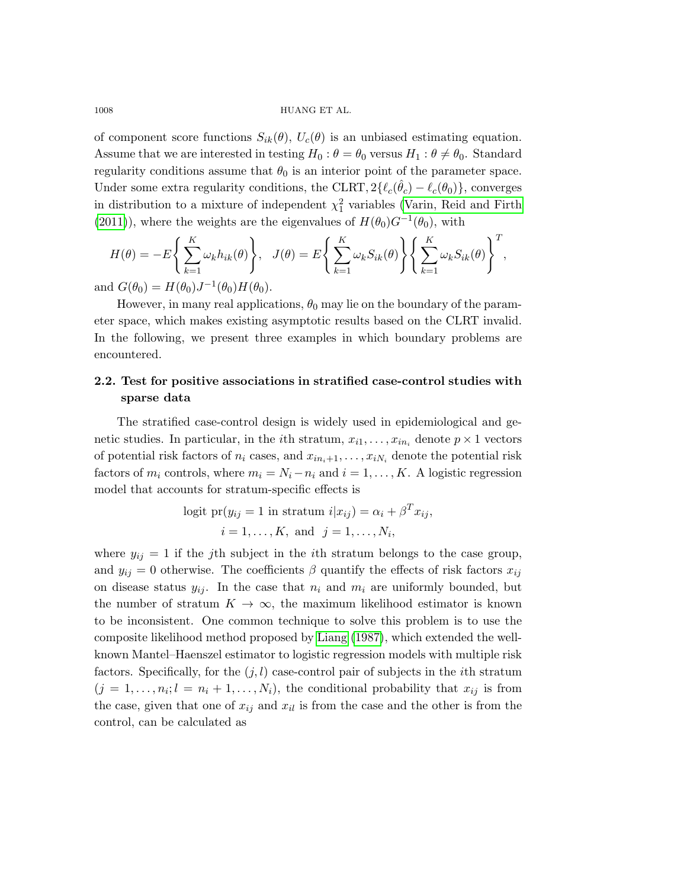of component score functions $S_{ik}(\theta)$, $U_c(\theta)$ is an unbiased estimating equation. Assume that we are interested in testing $H_0 : \theta = \theta_0$ versus $H_1 : \theta \neq \theta_0$. Standard regularity conditions assume that $\theta_0$ is an interior point of the parameter space. Under some extra regularity conditions, the CLRT, $2\{\ell_c(\hat{\theta}_c) - \ell_c(\theta_0)\}$, converges in distribution to a mixture of independent $\chi^2_1$ variables (Varin, Reid and Firth (2011)), where the weights are the eigenvalues of $H(\theta_0)G^{-1}(\theta_0)$, with

$$H(\theta) = -E\left\{\sum_{k=1}^{K} \omega_k h_{ik}(\theta)\right\}, \quad J(\theta) = E\left\{\sum_{k=1}^{K} \omega_k S_{ik}(\theta)\right\}\left\{\sum_{k=1}^{K} \omega_k S_{ik}(\theta)\right\}^T,$$

and $G(\theta_0) = H(\theta_0)J^{-1}(\theta_0)H(\theta_0)$.

However, in many real applications, $\theta_0$ may lie on the boundary of the parameter space, which makes existing asymptotic results based on the CLRT invalid. In the following, we present three examples in which boundary problems are encountered.

## 2.2. Test for positive associations in stratified case-control studies with sparse data

The stratified case-control design is widely used in epidemiological and genetic studies. In particular, in the $i$th stratum, $x_{i1}, \ldots, x_{in_i}$ denote $p \times 1$ vectors of potential risk factors of $n_i$ cases, and $x_{in_i+1}, \ldots, x_{iN_i}$ denote the potential risk factors of $m_i$ controls, where $m_i = N_i - n_i$ and $i = 1, \ldots, K$. A logistic regression model that accounts for stratum-specific effects is

$$\text{logit pr}(y_{ij} = 1 \text{ in stratum } i | x_{ij}) = \alpha_i + \beta^T x_{ij},$$
$$i = 1, \ldots, K, \text{ and } \; j = 1, \ldots, N_i,$$

where $y_{ij} = 1$ if the $j$th subject in the $i$th stratum belongs to the case group, and $y_{ij} = 0$ otherwise. The coefficients $\beta$ quantify the effects of risk factors $x_{ij}$ on disease status $y_{ij}$. In the case that $n_i$ and $m_i$ are uniformly bounded, but the number of stratum $K \to \infty$, the maximum likelihood estimator is known to be inconsistent. One common technique to solve this problem is to use the composite likelihood method proposed by Liang (1987), which extended the well-known Mantel–Haenszel estimator to logistic regression models with multiple risk factors. Specifically, for the $(j, l)$ case-control pair of subjects in the $i$th stratum $(j = 1, \ldots, n_i; l = n_i + 1, \ldots, N_i)$, the conditional probability that $x_{ij}$ is from the case, given that one of $x_{ij}$ and $x_{il}$ is from the case and the other is from the control, can be calculated as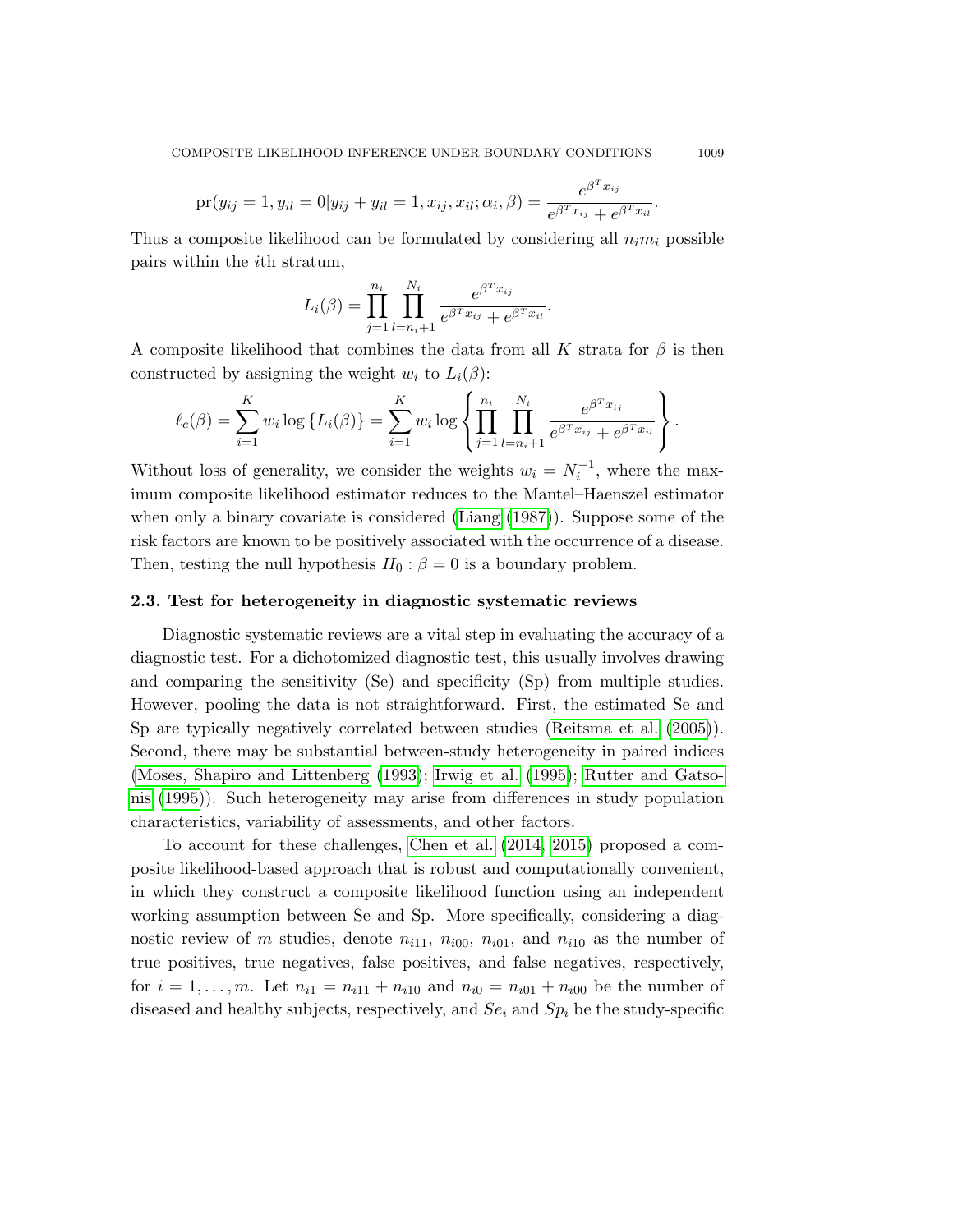$$\text{pr}(y_{ij} = 1, y_{il} = 0 | y_{ij} + y_{il} = 1, x_{ij}, x_{il}; \alpha_i, \beta) = \frac{e^{\beta^T x_{ij}}}{e^{\beta^T x_{ij}} + e^{\beta^T x_{il}}}.$$

Thus a composite likelihood can be formulated by considering all $n_i m_i$ possible pairs within the $i$th stratum,

$$L_i(\beta) = \prod_{j=1}^{n_i} \prod_{l=n_i+1}^{N_i} \frac{e^{\beta^T x_{ij}}}{e^{\beta^T x_{ij}} + e^{\beta^T x_{il}}}.$$

A composite likelihood that combines the data from all $K$ strata for $\beta$ is then constructed by assigning the weight $w_i$ to $L_i(\beta)$:

$$\ell_c(\beta) = \sum_{i=1}^{K} w_i \log \{L_i(\beta)\} = \sum_{i=1}^{K} w_i \log \left\{ \prod_{j=1}^{n_i} \prod_{l=n_i+1}^{N_i} \frac{e^{\beta^T x_{ij}}}{e^{\beta^T x_{ij}} + e^{\beta^T x_{il}}} \right\}.$$

Without loss of generality, we consider the weights $w_i = N_i^{-1}$, where the maximum composite likelihood estimator reduces to the Mantel–Haenszel estimator when only a binary covariate is considered (Liang (1987)). Suppose some of the risk factors are known to be positively associated with the occurrence of a disease. Then, testing the null hypothesis $H_0 : \beta = 0$ is a boundary problem.

### 2.3. Test for heterogeneity in diagnostic systematic reviews

Diagnostic systematic reviews are a vital step in evaluating the accuracy of a diagnostic test. For a dichotomized diagnostic test, this usually involves drawing and comparing the sensitivity (Se) and specificity (Sp) from multiple studies. However, pooling the data is not straightforward. First, the estimated Se and Sp are typically negatively correlated between studies (Reitsma et al. (2005)). Second, there may be substantial between-study heterogeneity in paired indices (Moses, Shapiro and Littenberg (1993); Irwig et al. (1995); Rutter and Gatsonis (1995)). Such heterogeneity may arise from differences in study population characteristics, variability of assessments, and other factors.

To account for these challenges, Chen et al. (2014, 2015) proposed a composite likelihood-based approach that is robust and computationally convenient, in which they construct a composite likelihood function using an independent working assumption between Se and Sp. More specifically, considering a diagnostic review of $m$ studies, denote $n_{i11}$, $n_{i00}$, $n_{i01}$, and $n_{i10}$ as the number of true positives, true negatives, false positives, and false negatives, respectively, for $i = 1, \ldots, m$. Let $n_{i1} = n_{i11} + n_{i10}$ and $n_{i0} = n_{i01} + n_{i00}$ be the number of diseased and healthy subjects, respectively, and $Se_i$ and $Sp_i$ be the study-specific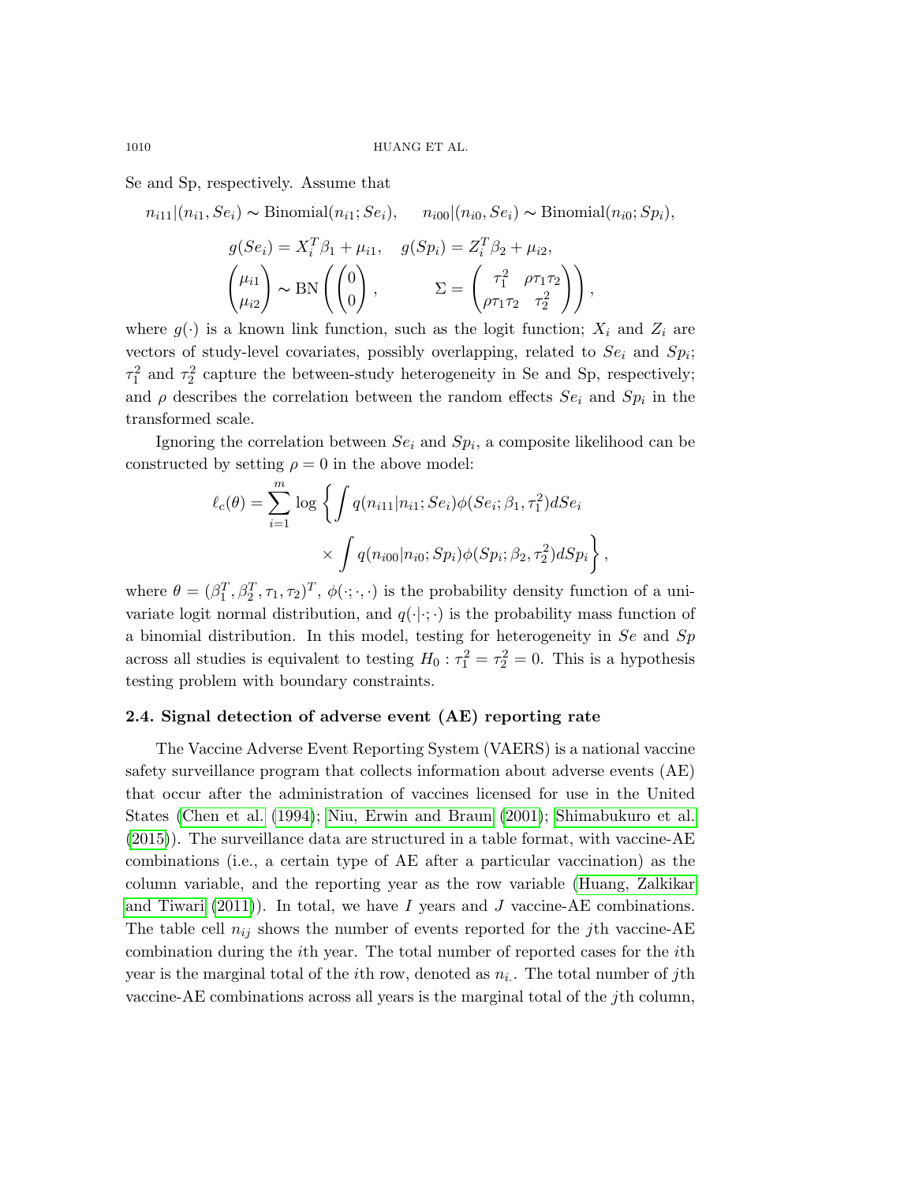Se and Sp, respectively. Assume that

$$n_{i11}|(n_{i1}, Se_i) \sim \text{Binomial}(n_{i1}; Se_i), \quad n_{i00}|(n_{i0}, Se_i) \sim \text{Binomial}(n_{i0}; Sp_i),$$

$$g(Se_i) = X_i^T \beta_1 + \mu_{i1}, \quad g(Sp_i) = Z_i^T \beta_2 + \mu_{i2},$$

$$\begin{pmatrix} \mu_{i1} \\ \mu_{i2} \end{pmatrix} \sim \text{BN}\left( \begin{pmatrix} 0 \\ 0 \end{pmatrix}, \qquad \Sigma = \begin{pmatrix} \tau_1^2 & \rho\tau_1\tau_2 \\ \rho\tau_1\tau_2 & \tau_2^2 \end{pmatrix} \right),$$

where $g(\cdot)$ is a known link function, such as the logit function; $X_i$ and $Z_i$ are vectors of study-level covariates, possibly overlapping, related to $Se_i$ and $Sp_i$; $\tau_1^2$ and $\tau_2^2$ capture the between-study heterogeneity in Se and Sp, respectively; and $\rho$ describes the correlation between the random effects $Se_i$ and $Sp_i$ in the transformed scale.

Ignoring the correlation between $Se_i$ and $Sp_i$, a composite likelihood can be constructed by setting $\rho = 0$ in the above model:

$$\ell_c(\theta) = \sum_{i=1}^{m} \log \left\{ \int q(n_{i11}|n_{i1}; Se_i)\phi(Se_i; \beta_1, \tau_1^2) dSe_i \times \int q(n_{i00}|n_{i0}; Sp_i)\phi(Sp_i; \beta_2, \tau_2^2) dSp_i \right\},$$

where $\theta = (\beta_1^T, \beta_2^T, \tau_1, \tau_2)^T$, $\phi(\cdot; \cdot, \cdot)$ is the probability density function of a univariate logit normal distribution, and $q(\cdot|\cdot; \cdot)$ is the probability mass function of a binomial distribution. In this model, testing for heterogeneity in $Se$ and $Sp$ across all studies is equivalent to testing $H_0 : \tau_1^2 = \tau_2^2 = 0$. This is a hypothesis testing problem with boundary constraints.

### 2.4. Signal detection of adverse event (AE) reporting rate

The Vaccine Adverse Event Reporting System (VAERS) is a national vaccine safety surveillance program that collects information about adverse events (AE) that occur after the administration of vaccines licensed for use in the United States (Chen et al. (1994); Niu, Erwin and Braun (2001); Shimabukuro et al. (2015)). The surveillance data are structured in a table format, with vaccine-AE combinations (i.e., a certain type of AE after a particular vaccination) as the column variable, and the reporting year as the row variable (Huang, Zalkikar and Tiwari (2011)). In total, we have $I$ years and $J$ vaccine-AE combinations. The table cell $n_{ij}$ shows the number of events reported for the $j$th vaccine-AE combination during the $i$th year. The total number of reported cases for the $i$th year is the marginal total of the $i$th row, denoted as $n_{i.}$. The total number of $j$th vaccine-AE combinations across all years is the marginal total of the $j$th column,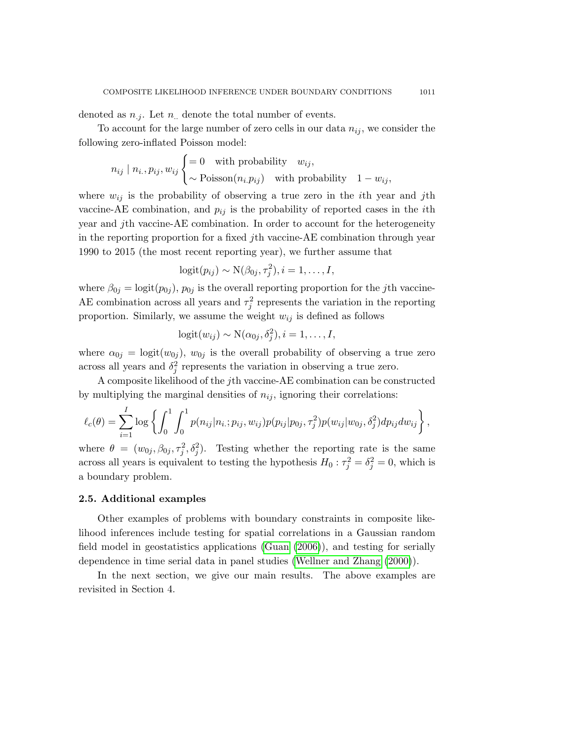denoted as $n_{.j}$. Let $n_{..}$ denote the total number of events.

To account for the large number of zero cells in our data $n_{ij}$, we consider the following zero-inflated Poisson model:

$$n_{ij} \mid n_{i.}, p_{ij}, w_{ij} \begin{cases} = 0 \quad \text{with probability} \quad w_{ij}, \\ \sim \text{Poisson}(n_{i.} p_{ij}) \quad \text{with probability} \quad 1 - w_{ij}, \end{cases}$$

where $w_{ij}$ is the probability of observing a true zero in the $i$th year and $j$th vaccine-AE combination, and $p_{ij}$ is the probability of reported cases in the $i$th year and $j$th vaccine-AE combination. In order to account for the heterogeneity in the reporting proportion for a fixed $j$th vaccine-AE combination through year 1990 to 2015 (the most recent reporting year), we further assume that

$$\text{logit}(p_{ij}) \sim \text{N}(\beta_{0j}, \tau_j^2), i = 1, \ldots, I,$$

where $\beta_{0j} = \text{logit}(p_{0j})$, $p_{0j}$ is the overall reporting proportion for the $j$th vaccine-AE combination across all years and $\tau_j^2$ represents the variation in the reporting proportion. Similarly, we assume the weight $w_{ij}$ is defined as follows

$$\text{logit}(w_{ij}) \sim \text{N}(\alpha_{0j}, \delta_j^2), i = 1, \ldots, I,$$

where $\alpha_{0j} = \text{logit}(w_{0j})$, $w_{0j}$ is the overall probability of observing a true zero across all years and $\delta_j^2$ represents the variation in observing a true zero.

A composite likelihood of the $j$th vaccine-AE combination can be constructed by multiplying the marginal densities of $n_{ij}$, ignoring their correlations:

$$\ell_c(\theta) = \sum_{i=1}^{I} \log \left\{ \int_0^1 \int_0^1 p(n_{ij}|n_{i.}; p_{ij}, w_{ij}) p(p_{ij}|p_{0j}, \tau_j^2) p(w_{ij}|w_{0j}, \delta_j^2) dp_{ij} dw_{ij} \right\},$$

where $\theta = (w_{0j}, \beta_{0j}, \tau_j^2, \delta_j^2)$. Testing whether the reporting rate is the same across all years is equivalent to testing the hypothesis $H_0 : \tau_j^2 = \delta_j^2 = 0$, which is a boundary problem.

### 2.5. Additional examples

Other examples of problems with boundary constraints in composite likelihood inferences include testing for spatial correlations in a Gaussian random field model in geostatistics applications (Guan (2006)), and testing for serially dependence in time serial data in panel studies (Wellner and Zhang (2000)).

In the next section, we give our main results. The above examples are revisited in Section 4.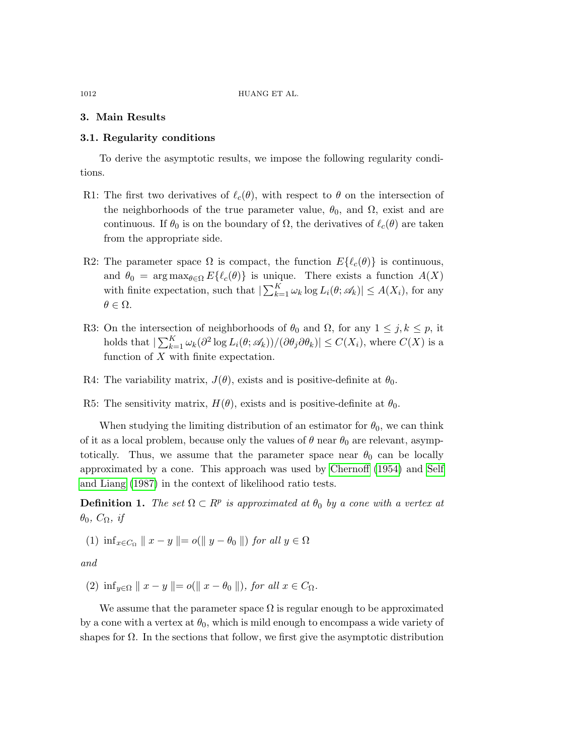## 3. Main Results

### 3.1. Regularity conditions

To derive the asymptotic results, we impose the following regularity conditions.

- R1: The first two derivatives of $\ell_c(\theta)$, with respect to $\theta$ on the intersection of the neighborhoods of the true parameter value, $\theta_0$, and $\Omega$, exist and are continuous. If $\theta_0$ is on the boundary of $\Omega$, the derivatives of $\ell_c(\theta)$ are taken from the appropriate side.
- R2: The parameter space $\Omega$ is compact, the function $E\{\ell_c(\theta)\}$ is continuous, and $\theta_0 = \arg\max_{\theta \in \Omega} E\{\ell_c(\theta)\}$ is unique. There exists a function $A(X)$ with finite expectation, such that $|\sum_{k=1}^{K} \omega_k \log L_i(\theta; \mathscr{A}_k)| \leq A(X_i)$, for any $\theta \in \Omega$.
- R3: On the intersection of neighborhoods of $\theta_0$ and $\Omega$, for any $1 \leq j, k \leq p$, it holds that $|\sum_{k=1}^{K} \omega_k (\partial^2 \log L_i(\theta; \mathscr{A}_k))/(\partial\theta_j \partial\theta_k)| \leq C(X_i)$, where $C(X)$ is a function of $X$ with finite expectation.
- R4: The variability matrix, $J(\theta)$, exists and is positive-definite at $\theta_0$.
- R5: The sensitivity matrix, $H(\theta)$, exists and is positive-definite at $\theta_0$.

When studying the limiting distribution of an estimator for $\theta_0$, we can think of it as a local problem, because only the values of $\theta$ near $\theta_0$ are relevant, asymptotically. Thus, we assume that the parameter space near $\theta_0$ can be locally approximated by a cone. This approach was used by Chernoff (1954) and Self and Liang (1987) in the context of likelihood ratio tests.

**Definition 1.** *The set $\Omega \subset R^p$ is approximated at $\theta_0$ by a cone with a vertex at $\theta_0$, $C_\Omega$, if*

(1) $\inf_{x \in C_\Omega} \| x - y \| = o(\| y - \theta_0 \|)$ *for all* $y \in \Omega$

*and*

(2) $\inf_{y \in \Omega} \| x - y \| = o(\| x - \theta_0 \|)$, *for all* $x \in C_\Omega$.

We assume that the parameter space $\Omega$ is regular enough to be approximated by a cone with a vertex at $\theta_0$, which is mild enough to encompass a wide variety of shapes for $\Omega$. In the sections that follow, we first give the asymptotic distribution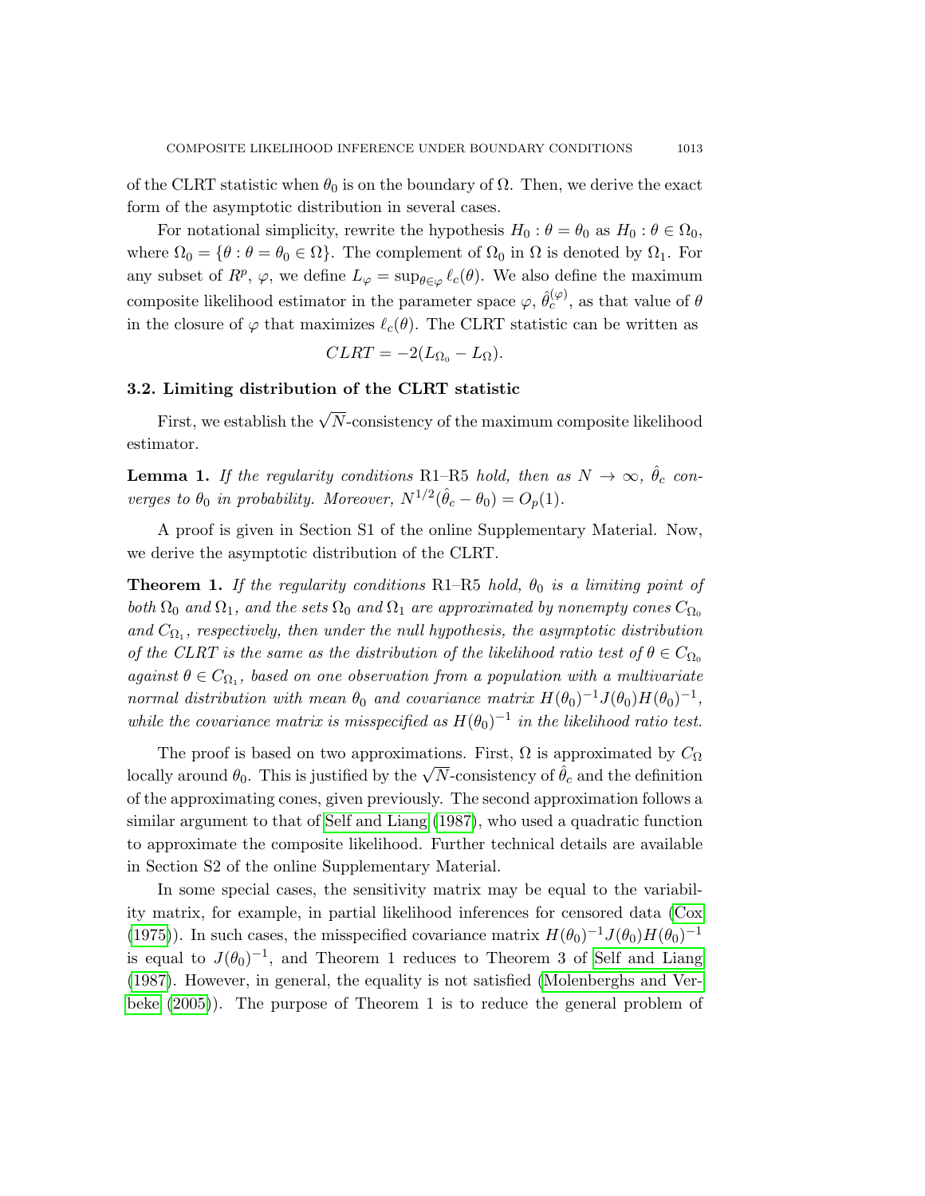of the CLRT statistic when $\theta_0$ is on the boundary of $\Omega$. Then, we derive the exact form of the asymptotic distribution in several cases.

For notational simplicity, rewrite the hypothesis $H_0 : \theta = \theta_0$ as $H_0 : \theta \in \Omega_0$, where $\Omega_0 = \{\theta : \theta = \theta_0 \in \Omega\}$. The complement of $\Omega_0$ in $\Omega$ is denoted by $\Omega_1$. For any subset of $R^p$, $\varphi$, we define $L_\varphi = \sup_{\theta \in \varphi} \ell_c(\theta)$. We also define the maximum composite likelihood estimator in the parameter space $\varphi$, $\hat{\theta}_c^{(\varphi)}$, as that value of $\theta$ in the closure of $\varphi$ that maximizes $\ell_c(\theta)$. The CLRT statistic can be written as

$$CLRT = -2(L_{\Omega_0} - L_\Omega).$$

### 3.2. Limiting distribution of the CLRT statistic

First, we establish the $\sqrt{N}$-consistency of the maximum composite likelihood estimator.

**Lemma 1.** *If the regularity conditions* R1–R5 *hold, then as $N \to \infty$, $\hat{\theta}_c$ converges to $\theta_0$ in probability. Moreover, $N^{1/2}(\hat{\theta}_c - \theta_0) = O_p(1)$.*

A proof is given in Section S1 of the online Supplementary Material. Now, we derive the asymptotic distribution of the CLRT.

**Theorem 1.** *If the regularity conditions* R1–R5 *hold, $\theta_0$ is a limiting point of both $\Omega_0$ and $\Omega_1$, and the sets $\Omega_0$ and $\Omega_1$ are approximated by nonempty cones $C_{\Omega_0}$ and $C_{\Omega_1}$, respectively, then under the null hypothesis, the asymptotic distribution of the CLRT is the same as the distribution of the likelihood ratio test of $\theta \in C_{\Omega_0}$ against $\theta \in C_{\Omega_1}$, based on one observation from a population with a multivariate normal distribution with mean $\theta_0$ and covariance matrix $H(\theta_0)^{-1}J(\theta_0)H(\theta_0)^{-1}$, while the covariance matrix is misspecified as $H(\theta_0)^{-1}$ in the likelihood ratio test.*

The proof is based on two approximations. First, $\Omega$ is approximated by $C_\Omega$ locally around $\theta_0$. This is justified by the $\sqrt{N}$-consistency of $\hat{\theta}_c$ and the definition of the approximating cones, given previously. The second approximation follows a similar argument to that of Self and Liang (1987), who used a quadratic function to approximate the composite likelihood. Further technical details are available in Section S2 of the online Supplementary Material.

In some special cases, the sensitivity matrix may be equal to the variability matrix, for example, in partial likelihood inferences for censored data (Cox (1975)). In such cases, the misspecified covariance matrix $H(\theta_0)^{-1}J(\theta_0)H(\theta_0)^{-1}$ is equal to $J(\theta_0)^{-1}$, and Theorem 1 reduces to Theorem 3 of Self and Liang (1987). However, in general, the equality is not satisfied (Molenberghs and Verbeke (2005)). The purpose of Theorem 1 is to reduce the general problem of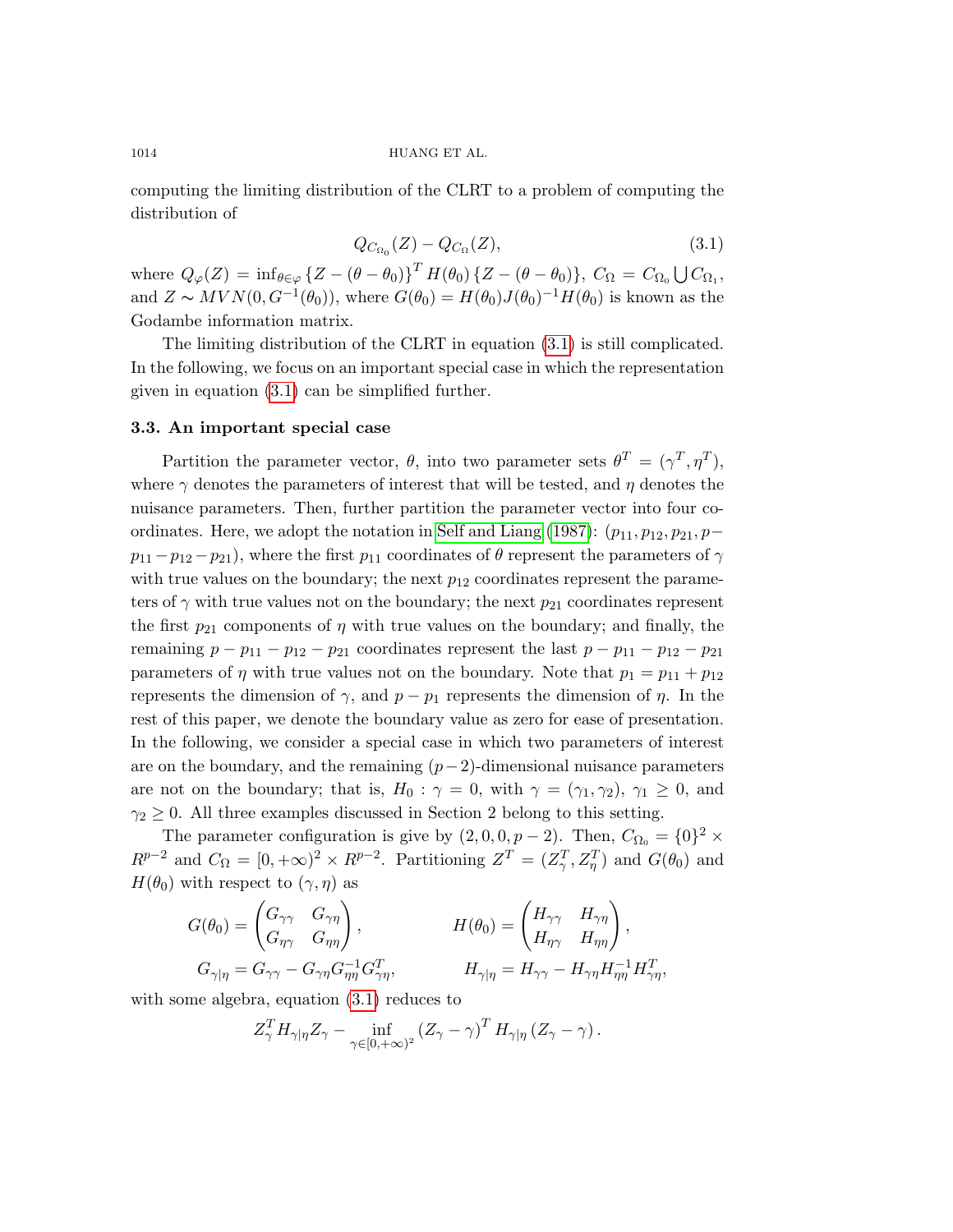computing the limiting distribution of the CLRT to a problem of computing the distribution of

$$Q_{C_{\Omega_0}}(Z) - Q_{C_\Omega}(Z), \tag{3.1}$$

where $Q_\varphi(Z) = \inf_{\theta \in \varphi} \{Z - (\theta - \theta_0)\}^T H(\theta_0) \{Z - (\theta - \theta_0)\}$, $C_\Omega = C_{\Omega_0} \bigcup C_{\Omega_1}$, and $Z \sim MVN(0, G^{-1}(\theta_0))$, where $G(\theta_0) = H(\theta_0) J(\theta_0)^{-1} H(\theta_0)$ is known as the Godambe information matrix.

The limiting distribution of the CLRT in equation (3.1) is still complicated. In the following, we focus on an important special case in which the representation given in equation (3.1) can be simplified further.

### 3.3. An important special case

Partition the parameter vector, $\theta$, into two parameter sets $\theta^T = (\gamma^T, \eta^T)$, where $\gamma$ denotes the parameters of interest that will be tested, and $\eta$ denotes the nuisance parameters. Then, further partition the parameter vector into four coordinates. Here, we adopt the notation in Self and Liang (1987): $(p_{11}, p_{12}, p_{21}, p - p_{11} - p_{12} - p_{21})$, where the first $p_{11}$ coordinates of $\theta$ represent the parameters of $\gamma$ with true values on the boundary; the next $p_{12}$ coordinates represent the parameters of $\gamma$ with true values not on the boundary; the next $p_{21}$ coordinates represent the first $p_{21}$ components of $\eta$ with true values on the boundary; and finally, the remaining $p - p_{11} - p_{12} - p_{21}$ coordinates represent the last $p - p_{11} - p_{12} - p_{21}$ parameters of $\eta$ with true values not on the boundary. Note that $p_1 = p_{11} + p_{12}$ represents the dimension of $\gamma$, and $p - p_1$ represents the dimension of $\eta$. In the rest of this paper, we denote the boundary value as zero for ease of presentation. In the following, we consider a special case in which two parameters of interest are on the boundary, and the remaining $(p-2)$-dimensional nuisance parameters are not on the boundary; that is, $H_0 : \gamma = 0$, with $\gamma = (\gamma_1, \gamma_2)$, $\gamma_1 \geq 0$, and $\gamma_2 \geq 0$. All three examples discussed in Section 2 belong to this setting.

The parameter configuration is give by $(2, 0, 0, p-2)$. Then, $C_{\Omega_0} = \{0\}^2 \times R^{p-2}$ and $C_\Omega = [0, +\infty)^2 \times R^{p-2}$. Partitioning $Z^T = (Z_\gamma^T, Z_\eta^T)$ and $G(\theta_0)$ and $H(\theta_0)$ with respect to $(\gamma, \eta)$ as

$$G(\theta_0) = \begin{pmatrix} G_{\gamma\gamma} & G_{\gamma\eta} \\ G_{\eta\gamma} & G_{\eta\eta} \end{pmatrix}, \qquad H(\theta_0) = \begin{pmatrix} H_{\gamma\gamma} & H_{\gamma\eta} \\ H_{\eta\gamma} & H_{\eta\eta} \end{pmatrix},$$

$$G_{\gamma|\eta} = G_{\gamma\gamma} - G_{\gamma\eta} G_{\eta\eta}^{-1} G_{\gamma\eta}^T, \qquad H_{\gamma|\eta} = H_{\gamma\gamma} - H_{\gamma\eta} H_{\eta\eta}^{-1} H_{\gamma\eta}^T,$$

with some algebra, equation (3.1) reduces to

$$Z_\gamma^T H_{\gamma|\eta} Z_\gamma - \inf_{\gamma \in [0,+\infty)^2} (Z_\gamma - \gamma)^T H_{\gamma|\eta} (Z_\gamma - \gamma).$$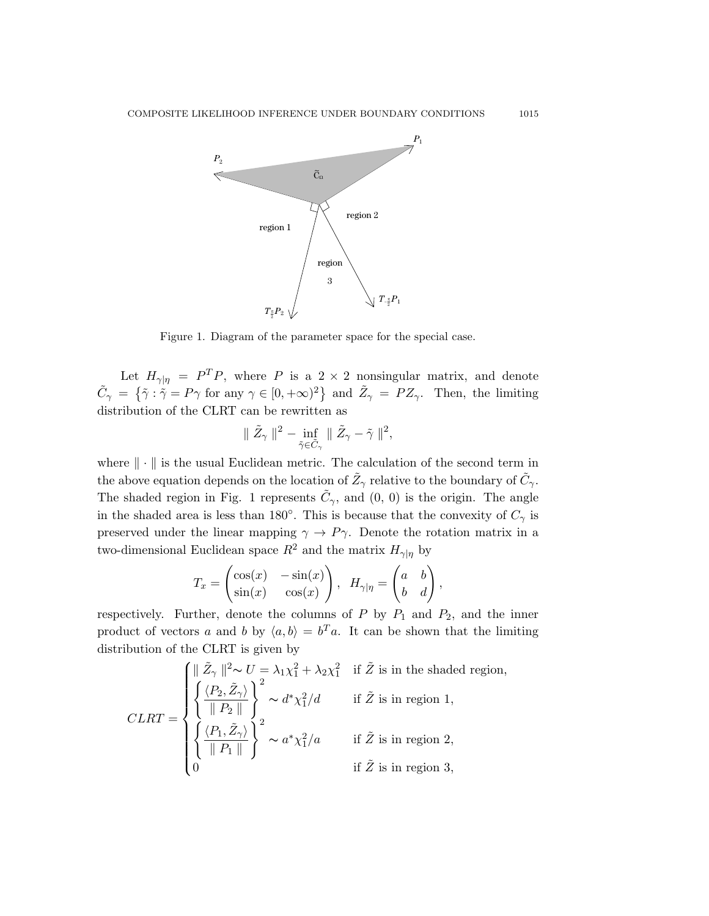Figure 1. Diagram of the parameter space for the special case.

Let $H_{\gamma|\eta} = P^T P$, where $P$ is a $2 \times 2$ nonsingular matrix, and denote $\tilde{C}_\gamma = \{\tilde{\gamma} : \tilde{\gamma} = P\gamma \text{ for any } \gamma \in [0, +\infty)^2\}$ and $\tilde{Z}_\gamma = PZ_\gamma$. Then, the limiting distribution of the CLRT can be rewritten as

$$\| \tilde{Z}_\gamma \|^2 - \inf_{\tilde{\gamma} \in \tilde{C}_\gamma} \| \tilde{Z}_\gamma - \tilde{\gamma} \|^2,$$

where $\| \cdot \|$ is the usual Euclidean metric. The calculation of the second term in the above equation depends on the location of $\tilde{Z}_\gamma$ relative to the boundary of $\tilde{C}_\gamma$. The shaded region in Fig. 1 represents $\tilde{C}_\gamma$, and (0, 0) is the origin. The angle in the shaded area is less than $180°$. This is because that the convexity of $C_\gamma$ is preserved under the linear mapping $\gamma \to P\gamma$. Denote the rotation matrix in a two-dimensional Euclidean space $R^2$ and the matrix $H_{\gamma|\eta}$ by

$$T_x = \begin{pmatrix} \cos(x) & -\sin(x) \\ \sin(x) & \cos(x) \end{pmatrix}, \quad H_{\gamma|\eta} = \begin{pmatrix} a & b \\ b & d \end{pmatrix},$$

respectively. Further, denote the columns of $P$ by $P_1$ and $P_2$, and the inner product of vectors $a$ and $b$ by $\langle a, b \rangle = b^T a$. It can be shown that the limiting distribution of the CLRT is given by

$$CLRT = \begin{cases} \| \tilde{Z}_\gamma \|^2 \sim U = \lambda_1 \chi_1^2 + \lambda_2 \chi_1^2 & \text{if } \tilde{Z} \text{ is in the shaded region}, \\ \left\{ \dfrac{\langle P_2, \tilde{Z}_\gamma \rangle}{\| P_2 \|} \right\}^2 \sim d^* \chi_1^2 / d & \text{if } \tilde{Z} \text{ is in region 1}, \\ \left\{ \dfrac{\langle P_1, \tilde{Z}_\gamma \rangle}{\| P_1 \|} \right\}^2 \sim a^* \chi_1^2 / a & \text{if } \tilde{Z} \text{ is in region 2}, \\ 0 & \text{if } \tilde{Z} \text{ is in region 3}, \end{cases}$$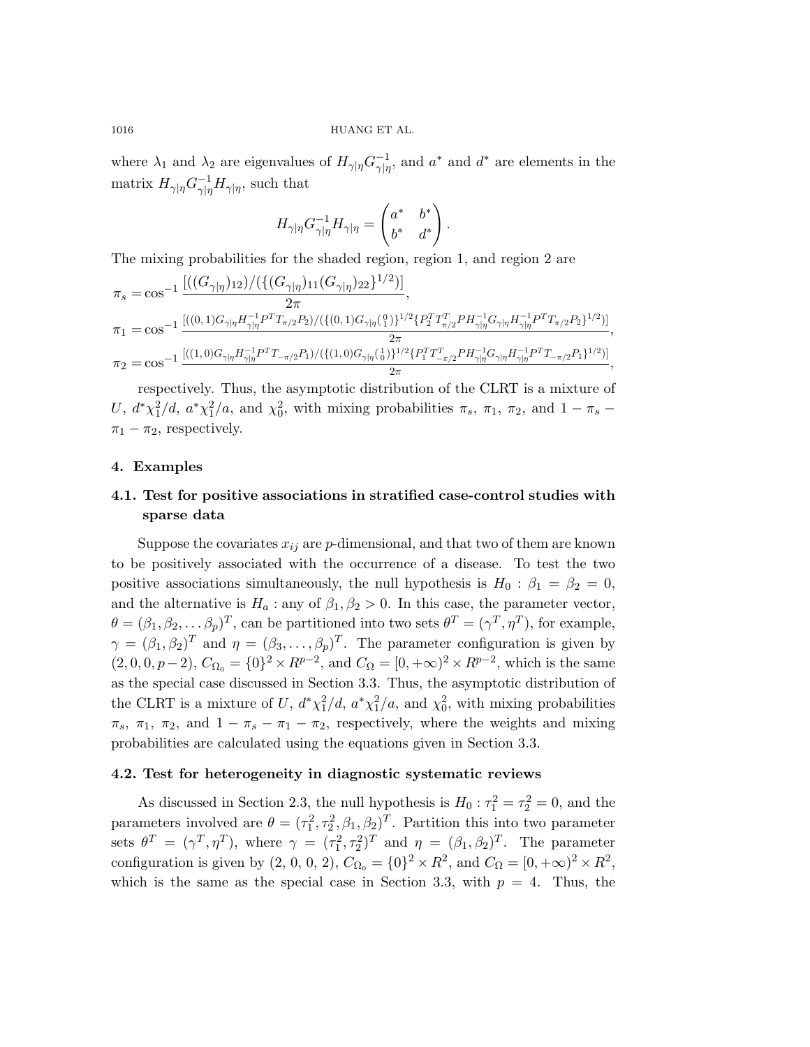where $\lambda_1$ and $\lambda_2$ are eigenvalues of $H_{\gamma|\eta}G_{\gamma|\eta}^{-1}$, and $a^*$ and $d^*$ are elements in the matrix $H_{\gamma|\eta}G_{\gamma|\eta}^{-1}H_{\gamma|\eta}$, such that

$$H_{\gamma|\eta}G_{\gamma|\eta}^{-1}H_{\gamma|\eta} = \begin{pmatrix} a^* & b^* \\ b^* & d^* \end{pmatrix}.$$

The mixing probabilities for the shaded region, region 1, and region 2 are

$$\pi_s = \cos^{-1}\frac{[((G_{\gamma|\eta})_{12})/(\{(G_{\gamma|\eta})_{11}(G_{\gamma|\eta})_{22}\}^{1/2})]}{2\pi},$$

$$\pi_1 = \cos^{-1}\frac{[((0,1)G_{\gamma|\eta}H_{\gamma|\eta}^{-1}P^T T_{\pi/2}P_2)/(\{(0,1)G_{\gamma|\eta}\binom{0}{1}\}^{1/2}\{P_2^T T_{\pi/2}^T P H_{\gamma|\eta}^{-1}G_{\gamma|\eta}H_{\gamma|\eta}^{-1}P^T T_{\pi/2}P_2\}^{1/2})]}{2\pi},$$

$$\pi_2 = \cos^{-1}\frac{[((1,0)G_{\gamma|\eta}H_{\gamma|\eta}^{-1}P^T T_{-\pi/2}P_1)/(\{(1,0)G_{\gamma|\eta}\binom{1}{0}\}^{1/2}\{P_1^T T_{-\pi/2}^T P H_{\gamma|\eta}^{-1}G_{\gamma|\eta}H_{\gamma|\eta}^{-1}P^T T_{-\pi/2}P_1\}^{1/2})]}{2\pi},$$

respectively. Thus, the asymptotic distribution of the CLRT is a mixture of $U$, $d^*\chi_1^2/d$, $a^*\chi_1^2/a$, and $\chi_0^2$, with mixing probabilities $\pi_s$, $\pi_1$, $\pi_2$, and $1-\pi_s-\pi_1-\pi_2$, respectively.

## 4. Examples

### 4.1. Test for positive associations in stratified case-control studies with sparse data

Suppose the covariates $x_{ij}$ are $p$-dimensional, and that two of them are known to be positively associated with the occurrence of a disease. To test the two positive associations simultaneously, the null hypothesis is $H_0 : \beta_1 = \beta_2 = 0$, and the alternative is $H_a$ : any of $\beta_1, \beta_2 > 0$. In this case, the parameter vector, $\theta = (\beta_1, \beta_2, \ldots \beta_p)^T$, can be partitioned into two sets $\theta^T = (\gamma^T, \eta^T)$, for example, $\gamma = (\beta_1, \beta_2)^T$ and $\eta = (\beta_3, \ldots, \beta_p)^T$. The parameter configuration is given by $(2, 0, 0, p-2)$, $C_{\Omega_0} = \{0\}^2 \times R^{p-2}$, and $C_\Omega = [0, +\infty)^2 \times R^{p-2}$, which is the same as the special case discussed in Section 3.3. Thus, the asymptotic distribution of the CLRT is a mixture of $U$, $d^*\chi_1^2/d$, $a^*\chi_1^2/a$, and $\chi_0^2$, with mixing probabilities $\pi_s$, $\pi_1$, $\pi_2$, and $1-\pi_s-\pi_1-\pi_2$, respectively, where the weights and mixing probabilities are calculated using the equations given in Section 3.3.

### 4.2. Test for heterogeneity in diagnostic systematic reviews

As discussed in Section 2.3, the null hypothesis is $H_0 : \tau_1^2 = \tau_2^2 = 0$, and the parameters involved are $\theta = (\tau_1^2, \tau_2^2, \beta_1, \beta_2)^T$. Partition this into two parameter sets $\theta^T = (\gamma^T, \eta^T)$, where $\gamma = (\tau_1^2, \tau_2^2)^T$ and $\eta = (\beta_1, \beta_2)^T$. The parameter configuration is given by (2, 0, 0, 2), $C_{\Omega_0} = \{0\}^2 \times R^2$, and $C_\Omega = [0, +\infty)^2 \times R^2$, which is the same as the special case in Section 3.3, with $p = 4$. Thus, the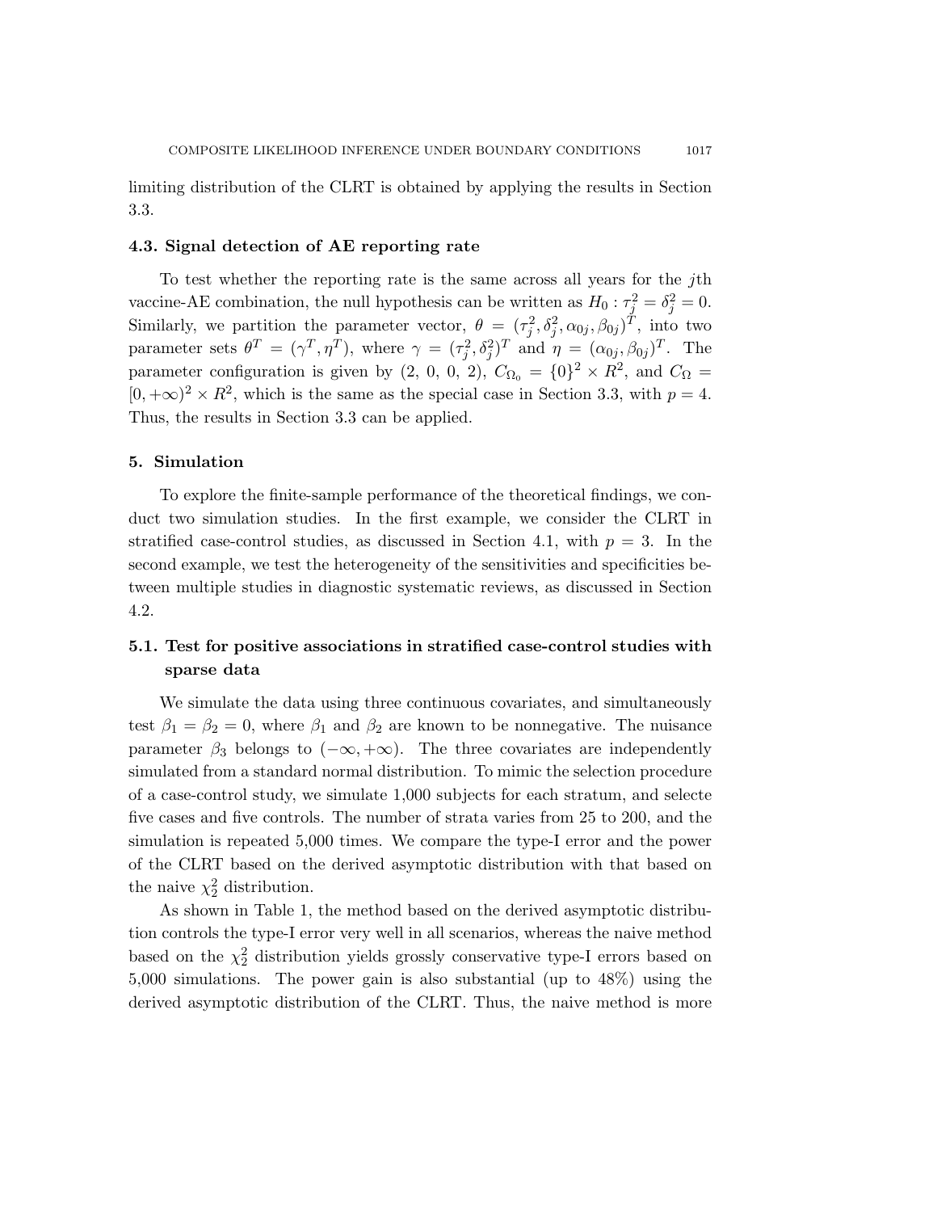limiting distribution of the CLRT is obtained by applying the results in Section 3.3.

### 4.3. Signal detection of AE reporting rate

To test whether the reporting rate is the same across all years for the $j$th vaccine-AE combination, the null hypothesis can be written as $H_0 : \tau_j^2 = \delta_j^2 = 0$. Similarly, we partition the parameter vector, $\theta = (\tau_j^2, \delta_j^2, \alpha_{0j}, \beta_{0j})^T$, into two parameter sets $\theta^T = (\gamma^T, \eta^T)$, where $\gamma = (\tau_j^2, \delta_j^2)^T$ and $\eta = (\alpha_{0j}, \beta_{0j})^T$. The parameter configuration is given by (2, 0, 0, 2), $C_{\Omega_0} = \{0\}^2 \times R^2$, and $C_\Omega = [0, +\infty)^2 \times R^2$, which is the same as the special case in Section 3.3, with $p = 4$. Thus, the results in Section 3.3 can be applied.

## 5. Simulation

To explore the finite-sample performance of the theoretical findings, we conduct two simulation studies. In the first example, we consider the CLRT in stratified case-control studies, as discussed in Section 4.1, with $p = 3$. In the second example, we test the heterogeneity of the sensitivities and specificities between multiple studies in diagnostic systematic reviews, as discussed in Section 4.2.

### 5.1. Test for positive associations in stratified case-control studies with sparse data

We simulate the data using three continuous covariates, and simultaneously test $\beta_1 = \beta_2 = 0$, where $\beta_1$ and $\beta_2$ are known to be nonnegative. The nuisance parameter $\beta_3$ belongs to $(-\infty, +\infty)$. The three covariates are independently simulated from a standard normal distribution. To mimic the selection procedure of a case-control study, we simulate 1,000 subjects for each stratum, and selecte five cases and five controls. The number of strata varies from 25 to 200, and the simulation is repeated 5,000 times. We compare the type-I error and the power of the CLRT based on the derived asymptotic distribution with that based on the naive $\chi_2^2$ distribution.

As shown in Table 1, the method based on the derived asymptotic distribution controls the type-I error very well in all scenarios, whereas the naive method based on the $\chi_2^2$ distribution yields grossly conservative type-I errors based on 5,000 simulations. The power gain is also substantial (up to 48%) using the derived asymptotic distribution of the CLRT. Thus, the naive method is more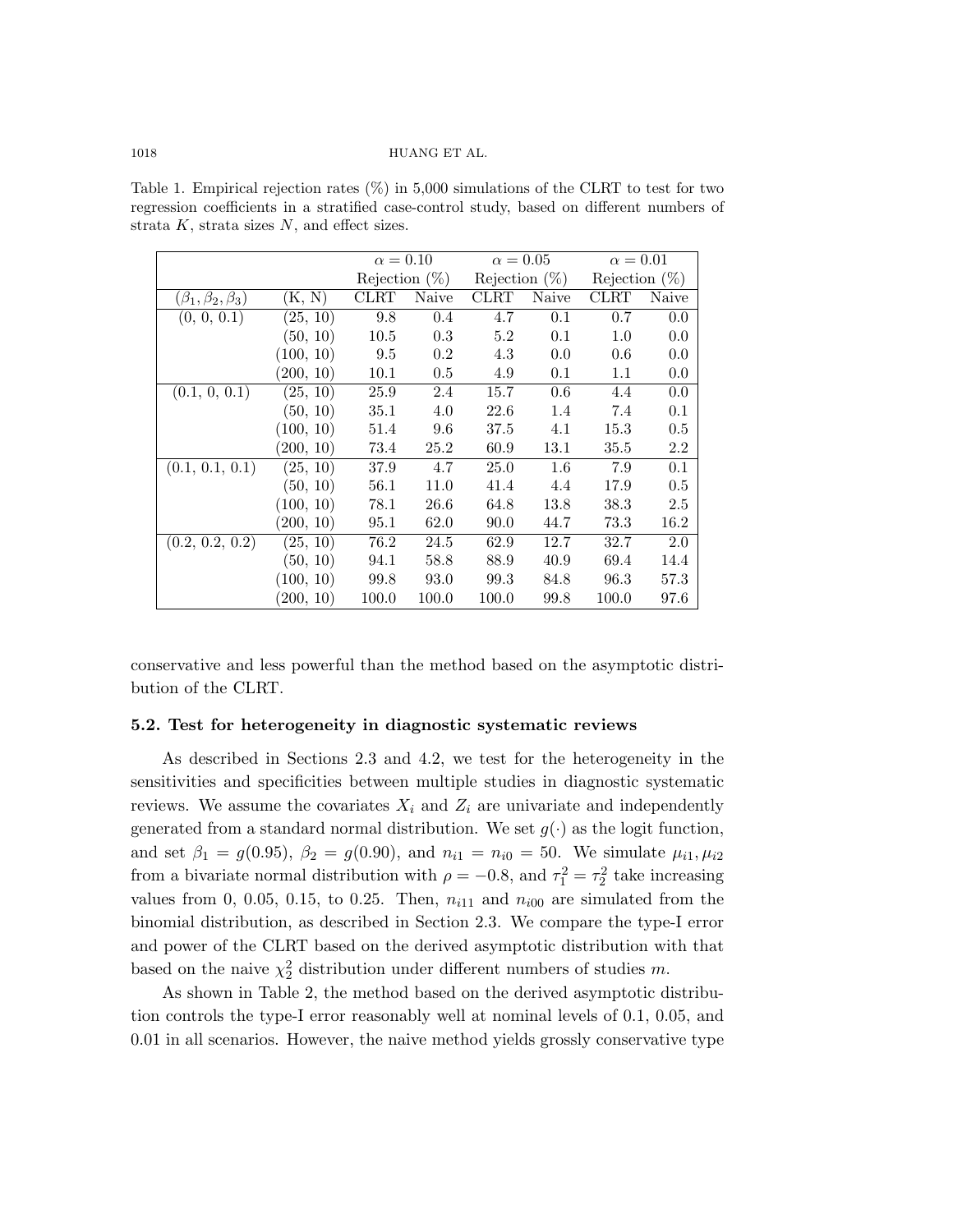Table 1. Empirical rejection rates (%) in 5,000 simulations of the CLRT to test for two regression coefficients in a stratified case-control study, based on different numbers of strata $K$, strata sizes $N$, and effect sizes.

| | | $\alpha = 0.10$ | | $\alpha = 0.05$ | | $\alpha = 0.01$ | |
|---|---|---|---|---|---|---|---|
| | | Rejection (%) | | Rejection (%) | | Rejection (%) | |
| $(\beta_1, \beta_2, \beta_3)$ | (K, N) | CLRT | Naive | CLRT | Naive | CLRT | Naive |
| (0, 0, 0.1) | (25, 10) | 9.8 | 0.4 | 4.7 | 0.1 | 0.7 | 0.0 |
| | (50, 10) | 10.5 | 0.3 | 5.2 | 0.1 | 1.0 | 0.0 |
| | (100, 10) | 9.5 | 0.2 | 4.3 | 0.0 | 0.6 | 0.0 |
| | (200, 10) | 10.1 | 0.5 | 4.9 | 0.1 | 1.1 | 0.0 |
| (0.1, 0, 0.1) | (25, 10) | 25.9 | 2.4 | 15.7 | 0.6 | 4.4 | 0.0 |
| | (50, 10) | 35.1 | 4.0 | 22.6 | 1.4 | 7.4 | 0.1 |
| | (100, 10) | 51.4 | 9.6 | 37.5 | 4.1 | 15.3 | 0.5 |
| | (200, 10) | 73.4 | 25.2 | 60.9 | 13.1 | 35.5 | 2.2 |
| (0.1, 0.1, 0.1) | (25, 10) | 37.9 | 4.7 | 25.0 | 1.6 | 7.9 | 0.1 |
| | (50, 10) | 56.1 | 11.0 | 41.4 | 4.4 | 17.9 | 0.5 |
| | (100, 10) | 78.1 | 26.6 | 64.8 | 13.8 | 38.3 | 2.5 |
| | (200, 10) | 95.1 | 62.0 | 90.0 | 44.7 | 73.3 | 16.2 |
| (0.2, 0.2, 0.2) | (25, 10) | 76.2 | 24.5 | 62.9 | 12.7 | 32.7 | 2.0 |
| | (50, 10) | 94.1 | 58.8 | 88.9 | 40.9 | 69.4 | 14.4 |
| | (100, 10) | 99.8 | 93.0 | 99.3 | 84.8 | 96.3 | 57.3 |
| | (200, 10) | 100.0 | 100.0 | 100.0 | 99.8 | 100.0 | 97.6 |

conservative and less powerful than the method based on the asymptotic distribution of the CLRT.

### 5.2. Test for heterogeneity in diagnostic systematic reviews

As described in Sections 2.3 and 4.2, we test for the heterogeneity in the sensitivities and specificities between multiple studies in diagnostic systematic reviews. We assume the covariates $X_i$ and $Z_i$ are univariate and independently generated from a standard normal distribution. We set $g(\cdot)$ as the logit function, and set $\beta_1 = g(0.95)$, $\beta_2 = g(0.90)$, and $n_{i1} = n_{i0} = 50$. We simulate $\mu_{i1}, \mu_{i2}$ from a bivariate normal distribution with $\rho = -0.8$, and $\tau_1^2 = \tau_2^2$ take increasing values from 0, 0.05, 0.15, to 0.25. Then, $n_{i11}$ and $n_{i00}$ are simulated from the binomial distribution, as described in Section 2.3. We compare the type-I error and power of the CLRT based on the derived asymptotic distribution with that based on the naive $\chi_2^2$ distribution under different numbers of studies $m$.

As shown in Table 2, the method based on the derived asymptotic distribution controls the type-I error reasonably well at nominal levels of 0.1, 0.05, and 0.01 in all scenarios. However, the naive method yields grossly conservative type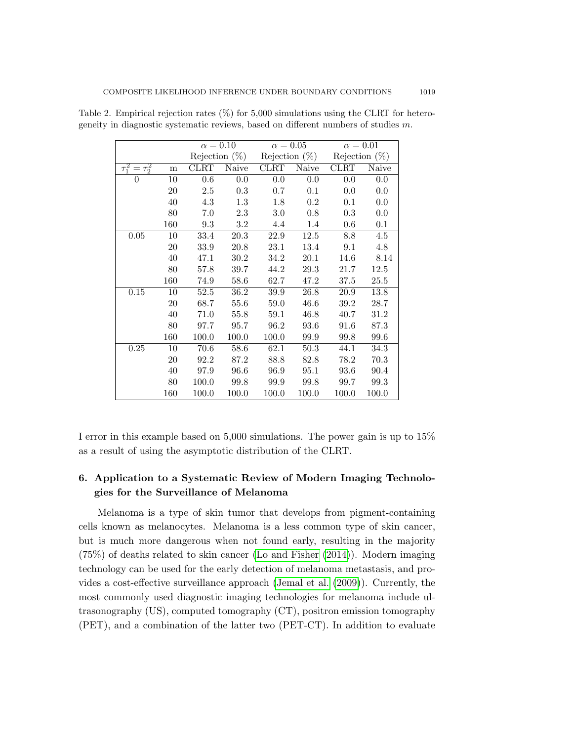Table 2. Empirical rejection rates (%) for 5,000 simulations using the CLRT for heterogeneity in diagnostic systematic reviews, based on different numbers of studies $m$.

| | | $\alpha = 0.10$ | | $\alpha = 0.05$ | | $\alpha = 0.01$ | |
|---|---|---|---|---|---|---|---|
| | | Rejection (%) | | Rejection (%) | | Rejection (%) | |
| $\tau_1^2 = \tau_2^2$ | m | CLRT | Naive | CLRT | Naive | CLRT | Naive |
| 0 | 10 | 0.6 | 0.0 | 0.0 | 0.0 | 0.0 | 0.0 |
| | 20 | 2.5 | 0.3 | 0.7 | 0.1 | 0.0 | 0.0 |
| | 40 | 4.3 | 1.3 | 1.8 | 0.2 | 0.1 | 0.0 |
| | 80 | 7.0 | 2.3 | 3.0 | 0.8 | 0.3 | 0.0 |
| | 160 | 9.3 | 3.2 | 4.4 | 1.4 | 0.6 | 0.1 |
| 0.05 | 10 | 33.4 | 20.3 | 22.9 | 12.5 | 8.8 | 4.5 |
| | 20 | 33.9 | 20.8 | 23.1 | 13.4 | 9.1 | 4.8 |
| | 40 | 47.1 | 30.2 | 34.2 | 20.1 | 14.6 | 8.14 |
| | 80 | 57.8 | 39.7 | 44.2 | 29.3 | 21.7 | 12.5 |
| | 160 | 74.9 | 58.6 | 62.7 | 47.2 | 37.5 | 25.5 |
| 0.15 | 10 | 52.5 | 36.2 | 39.9 | 26.8 | 20.9 | 13.8 |
| | 20 | 68.7 | 55.6 | 59.0 | 46.6 | 39.2 | 28.7 |
| | 40 | 71.0 | 55.8 | 59.1 | 46.8 | 40.7 | 31.2 |
| | 80 | 97.7 | 95.7 | 96.2 | 93.6 | 91.6 | 87.3 |
| | 160 | 100.0 | 100.0 | 100.0 | 99.9 | 99.8 | 99.6 |
| 0.25 | 10 | 70.6 | 58.6 | 62.1 | 50.3 | 44.1 | 34.3 |
| | 20 | 92.2 | 87.2 | 88.8 | 82.8 | 78.2 | 70.3 |
| | 40 | 97.9 | 96.6 | 96.9 | 95.1 | 93.6 | 90.4 |
| | 80 | 100.0 | 99.8 | 99.9 | 99.8 | 99.7 | 99.3 |
| | 160 | 100.0 | 100.0 | 100.0 | 100.0 | 100.0 | 100.0 |

I error in this example based on 5,000 simulations. The power gain is up to 15% as a result of using the asymptotic distribution of the CLRT.

## 6. Application to a Systematic Review of Modern Imaging Technologies for the Surveillance of Melanoma

Melanoma is a type of skin tumor that develops from pigment-containing cells known as melanocytes. Melanoma is a less common type of skin cancer, but is much more dangerous when not found early, resulting in the majority (75%) of deaths related to skin cancer (Lo and Fisher (2014)). Modern imaging technology can be used for the early detection of melanoma metastasis, and provides a cost-effective surveillance approach (Jemal et al. (2009)). Currently, the most commonly used diagnostic imaging technologies for melanoma include ultrasonography (US), computed tomography (CT), positron emission tomography (PET), and a combination of the latter two (PET-CT). In addition to evaluate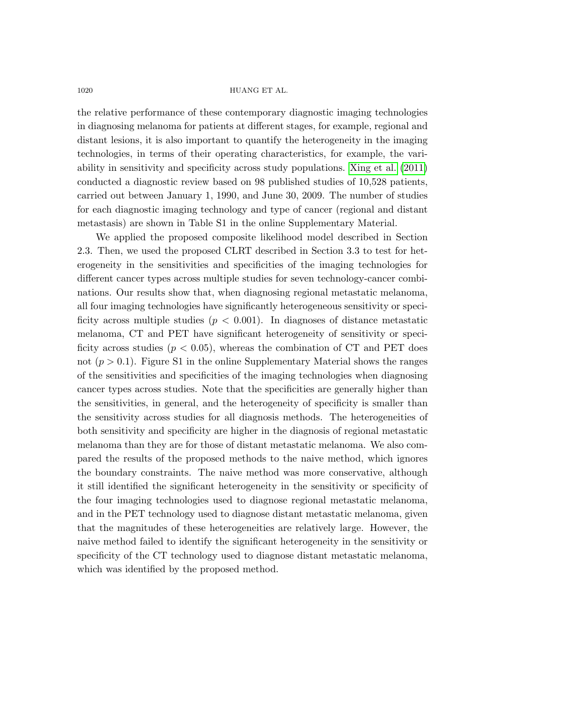the relative performance of these contemporary diagnostic imaging technologies in diagnosing melanoma for patients at different stages, for example, regional and distant lesions, it is also important to quantify the heterogeneity in the imaging technologies, in terms of their operating characteristics, for example, the variability in sensitivity and specificity across study populations. Xing et al. (2011) conducted a diagnostic review based on 98 published studies of 10,528 patients, carried out between January 1, 1990, and June 30, 2009. The number of studies for each diagnostic imaging technology and type of cancer (regional and distant metastasis) are shown in Table S1 in the online Supplementary Material.

We applied the proposed composite likelihood model described in Section 2.3. Then, we used the proposed CLRT described in Section 3.3 to test for heterogeneity in the sensitivities and specificities of the imaging technologies for different cancer types across multiple studies for seven technology-cancer combinations. Our results show that, when diagnosing regional metastatic melanoma, all four imaging technologies have significantly heterogeneous sensitivity or specificity across multiple studies ($p < 0.001$). In diagnoses of distance metastatic melanoma, CT and PET have significant heterogeneity of sensitivity or specificity across studies ($p < 0.05$), whereas the combination of CT and PET does not ($p > 0.1$). Figure S1 in the online Supplementary Material shows the ranges of the sensitivities and specificities of the imaging technologies when diagnosing cancer types across studies. Note that the specificities are generally higher than the sensitivities, in general, and the heterogeneity of specificity is smaller than the sensitivity across studies for all diagnosis methods. The heterogeneities of both sensitivity and specificity are higher in the diagnosis of regional metastatic melanoma than they are for those of distant metastatic melanoma. We also compared the results of the proposed methods to the naive method, which ignores the boundary constraints. The naive method was more conservative, although it still identified the significant heterogeneity in the sensitivity or specificity of the four imaging technologies used to diagnose regional metastatic melanoma, and in the PET technology used to diagnose distant metastatic melanoma, given that the magnitudes of these heterogeneities are relatively large. However, the naive method failed to identify the significant heterogeneity in the sensitivity or specificity of the CT technology used to diagnose distant metastatic melanoma, which was identified by the proposed method.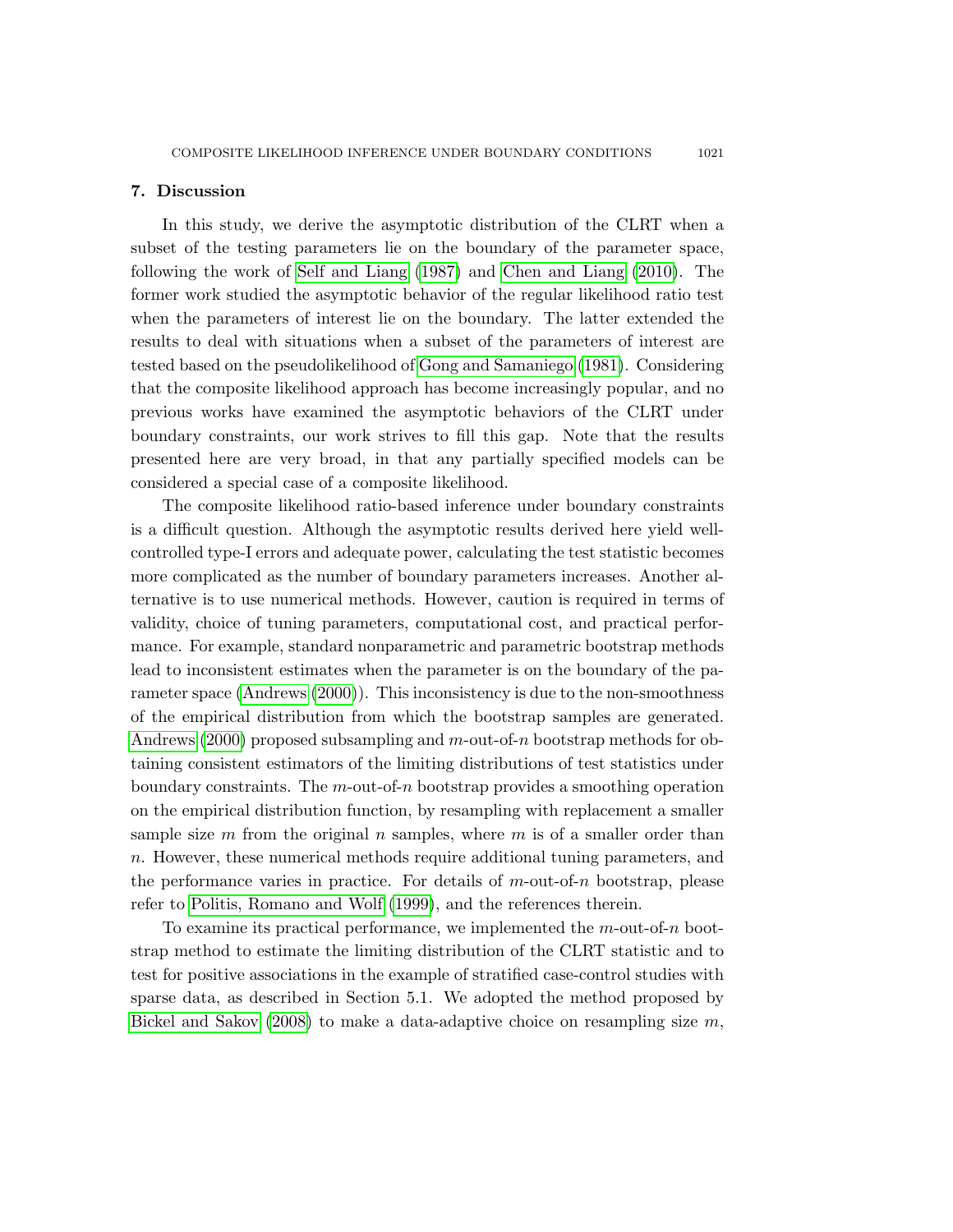## 7. Discussion

In this study, we derive the asymptotic distribution of the CLRT when a subset of the testing parameters lie on the boundary of the parameter space, following the work of Self and Liang (1987) and Chen and Liang (2010). The former work studied the asymptotic behavior of the regular likelihood ratio test when the parameters of interest lie on the boundary. The latter extended the results to deal with situations when a subset of the parameters of interest are tested based on the pseudolikelihood of Gong and Samaniego (1981). Considering that the composite likelihood approach has become increasingly popular, and no previous works have examined the asymptotic behaviors of the CLRT under boundary constraints, our work strives to fill this gap. Note that the results presented here are very broad, in that any partially specified models can be considered a special case of a composite likelihood.

The composite likelihood ratio-based inference under boundary constraints is a difficult question. Although the asymptotic results derived here yield well-controlled type-I errors and adequate power, calculating the test statistic becomes more complicated as the number of boundary parameters increases. Another alternative is to use numerical methods. However, caution is required in terms of validity, choice of tuning parameters, computational cost, and practical performance. For example, standard nonparametric and parametric bootstrap methods lead to inconsistent estimates when the parameter is on the boundary of the parameter space (Andrews (2000)). This inconsistency is due to the non-smoothness of the empirical distribution from which the bootstrap samples are generated. Andrews (2000) proposed subsampling and $m$-out-of-$n$ bootstrap methods for obtaining consistent estimators of the limiting distributions of test statistics under boundary constraints. The $m$-out-of-$n$ bootstrap provides a smoothing operation on the empirical distribution function, by resampling with replacement a smaller sample size $m$ from the original $n$ samples, where $m$ is of a smaller order than $n$. However, these numerical methods require additional tuning parameters, and the performance varies in practice. For details of $m$-out-of-$n$ bootstrap, please refer to Politis, Romano and Wolf (1999), and the references therein.

To examine its practical performance, we implemented the $m$-out-of-$n$ bootstrap method to estimate the limiting distribution of the CLRT statistic and to test for positive associations in the example of stratified case-control studies with sparse data, as described in Section 5.1. We adopted the method proposed by Bickel and Sakov (2008) to make a data-adaptive choice on resampling size $m$,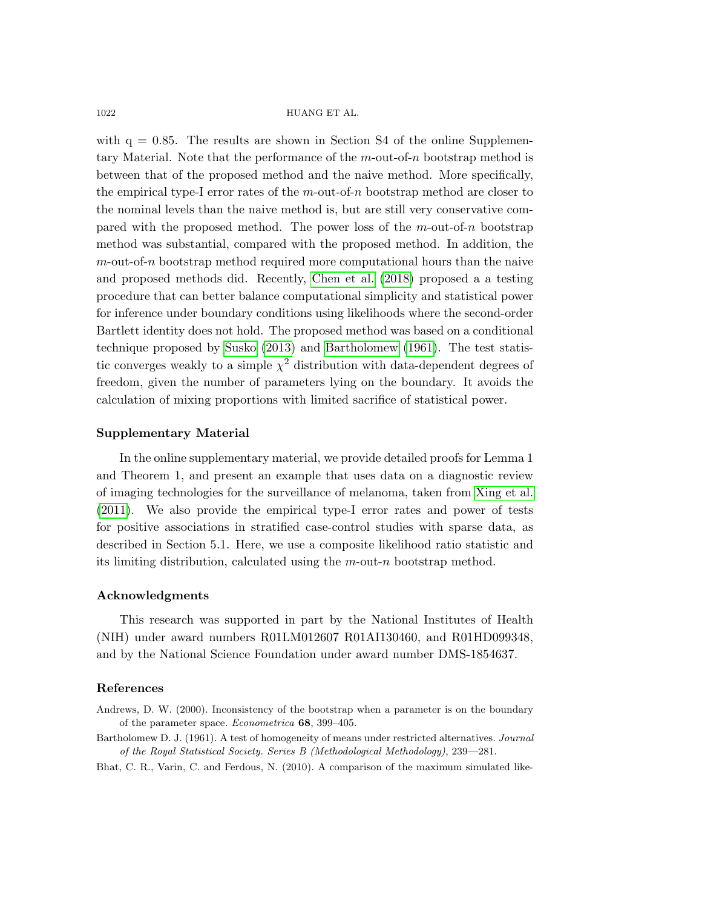with q = 0.85. The results are shown in Section S4 of the online Supplementary Material. Note that the performance of the $m$-out-of-$n$ bootstrap method is between that of the proposed method and the naive method. More specifically, the empirical type-I error rates of the $m$-out-of-$n$ bootstrap method are closer to the nominal levels than the naive method is, but are still very conservative compared with the proposed method. The power loss of the $m$-out-of-$n$ bootstrap method was substantial, compared with the proposed method. In addition, the $m$-out-of-$n$ bootstrap method required more computational hours than the naive and proposed methods did. Recently, Chen et al. (2018) proposed a a testing procedure that can better balance computational simplicity and statistical power for inference under boundary conditions using likelihoods where the second-order Bartlett identity does not hold. The proposed method was based on a conditional technique proposed by Susko (2013) and Bartholomew (1961). The test statistic converges weakly to a simple $\chi^2$ distribution with data-dependent degrees of freedom, given the number of parameters lying on the boundary. It avoids the calculation of mixing proportions with limited sacrifice of statistical power.

## Supplementary Material

In the online supplementary material, we provide detailed proofs for Lemma 1 and Theorem 1, and present an example that uses data on a diagnostic review of imaging technologies for the surveillance of melanoma, taken from Xing et al. (2011). We also provide the empirical type-I error rates and power of tests for positive associations in stratified case-control studies with sparse data, as described in Section 5.1. Here, we use a composite likelihood ratio statistic and its limiting distribution, calculated using the $m$-out-$n$ bootstrap method.

## Acknowledgments

This research was supported in part by the National Institutes of Health (NIH) under award numbers R01LM012607 R01AI130460, and R01HD099348, and by the National Science Foundation under award number DMS-1854637.

## References

Andrews, D. W. (2000). Inconsistency of the bootstrap when a parameter is on the boundary of the parameter space. *Econometrica* **68**, 399–405.

Bartholomew D. J. (1961). A test of homogeneity of means under restricted alternatives. *Journal of the Royal Statistical Society. Series B (Methodological Methodology)*, 239—281.

Bhat, C. R., Varin, C. and Ferdous, N. (2010). A comparison of the maximum simulated like-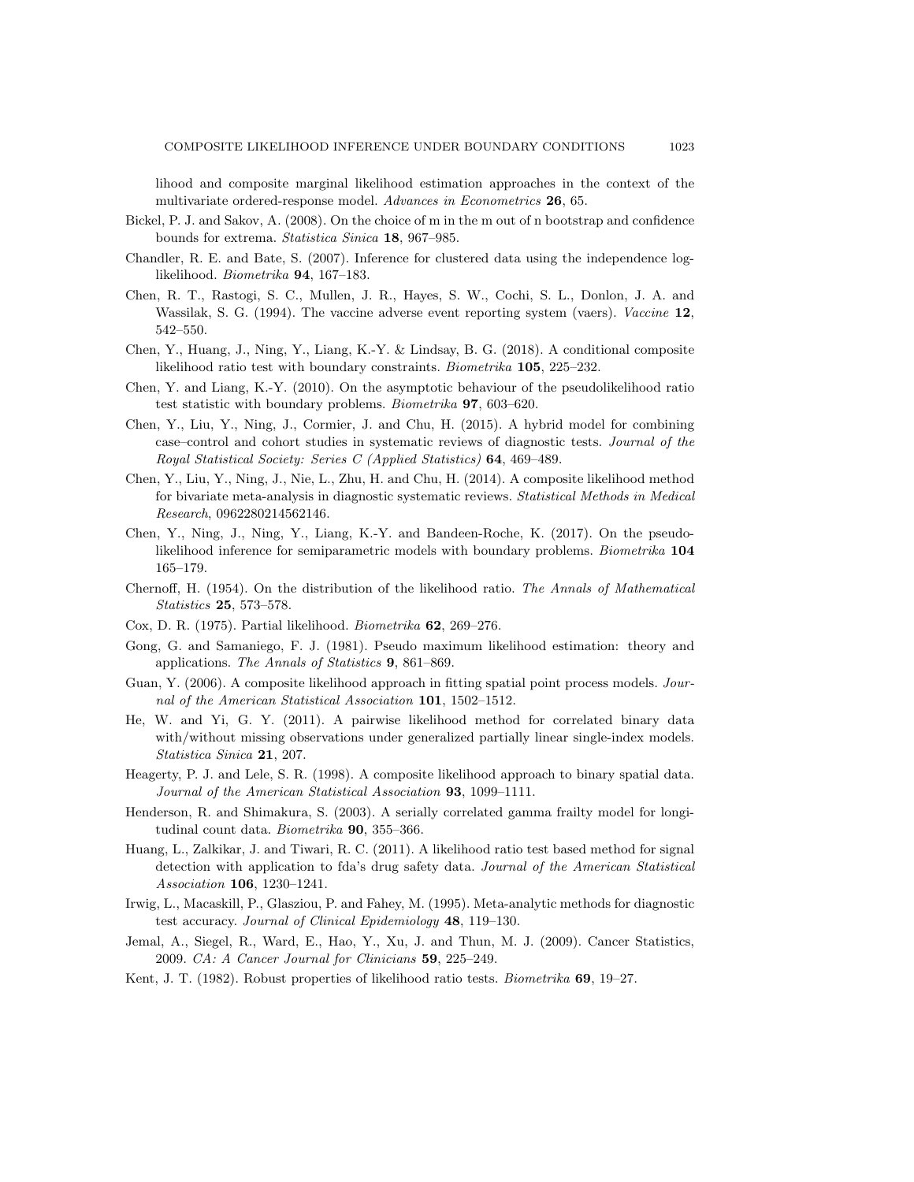lihood and composite marginal likelihood estimation approaches in the context of the multivariate ordered-response model. *Advances in Econometrics* **26**, 65.

Bickel, P. J. and Sakov, A. (2008). On the choice of m in the m out of n bootstrap and confidence bounds for extrema. *Statistica Sinica* **18**, 967–985.

Chandler, R. E. and Bate, S. (2007). Inference for clustered data using the independence log-likelihood. *Biometrika* **94**, 167–183.

Chen, R. T., Rastogi, S. C., Mullen, J. R., Hayes, S. W., Cochi, S. L., Donlon, J. A. and Wassilak, S. G. (1994). The vaccine adverse event reporting system (vaers). *Vaccine* **12**, 542–550.

Chen, Y., Huang, J., Ning, Y., Liang, K.-Y. & Lindsay, B. G. (2018). A conditional composite likelihood ratio test with boundary constraints. *Biometrika* **105**, 225–232.

Chen, Y. and Liang, K.-Y. (2010). On the asymptotic behaviour of the pseudolikelihood ratio test statistic with boundary problems. *Biometrika* **97**, 603–620.

Chen, Y., Liu, Y., Ning, J., Cormier, J. and Chu, H. (2015). A hybrid model for combining case–control and cohort studies in systematic reviews of diagnostic tests. *Journal of the Royal Statistical Society: Series C (Applied Statistics)* **64**, 469–489.

Chen, Y., Liu, Y., Ning, J., Nie, L., Zhu, H. and Chu, H. (2014). A composite likelihood method for bivariate meta-analysis in diagnostic systematic reviews. *Statistical Methods in Medical Research*, 0962280214562146.

Chen, Y., Ning, J., Ning, Y., Liang, K.-Y. and Bandeen-Roche, K. (2017). On the pseudo-likelihood inference for semiparametric models with boundary problems. *Biometrika* **104** 165–179.

Chernoff, H. (1954). On the distribution of the likelihood ratio. *The Annals of Mathematical Statistics* **25**, 573–578.

Cox, D. R. (1975). Partial likelihood. *Biometrika* **62**, 269–276.

Gong, G. and Samaniego, F. J. (1981). Pseudo maximum likelihood estimation: theory and applications. *The Annals of Statistics* **9**, 861–869.

Guan, Y. (2006). A composite likelihood approach in fitting spatial point process models. *Journal of the American Statistical Association* **101**, 1502–1512.

He, W. and Yi, G. Y. (2011). A pairwise likelihood method for correlated binary data with/without missing observations under generalized partially linear single-index models. *Statistica Sinica* **21**, 207.

Heagerty, P. J. and Lele, S. R. (1998). A composite likelihood approach to binary spatial data. *Journal of the American Statistical Association* **93**, 1099–1111.

Henderson, R. and Shimakura, S. (2003). A serially correlated gamma frailty model for longitudinal count data. *Biometrika* **90**, 355–366.

Huang, L., Zalkikar, J. and Tiwari, R. C. (2011). A likelihood ratio test based method for signal detection with application to fda's drug safety data. *Journal of the American Statistical Association* **106**, 1230–1241.

Irwig, L., Macaskill, P., Glasziou, P. and Fahey, M. (1995). Meta-analytic methods for diagnostic test accuracy. *Journal of Clinical Epidemiology* **48**, 119–130.

Jemal, A., Siegel, R., Ward, E., Hao, Y., Xu, J. and Thun, M. J. (2009). Cancer Statistics, 2009. *CA: A Cancer Journal for Clinicians* **59**, 225–249.

Kent, J. T. (1982). Robust properties of likelihood ratio tests. *Biometrika* **69**, 19–27.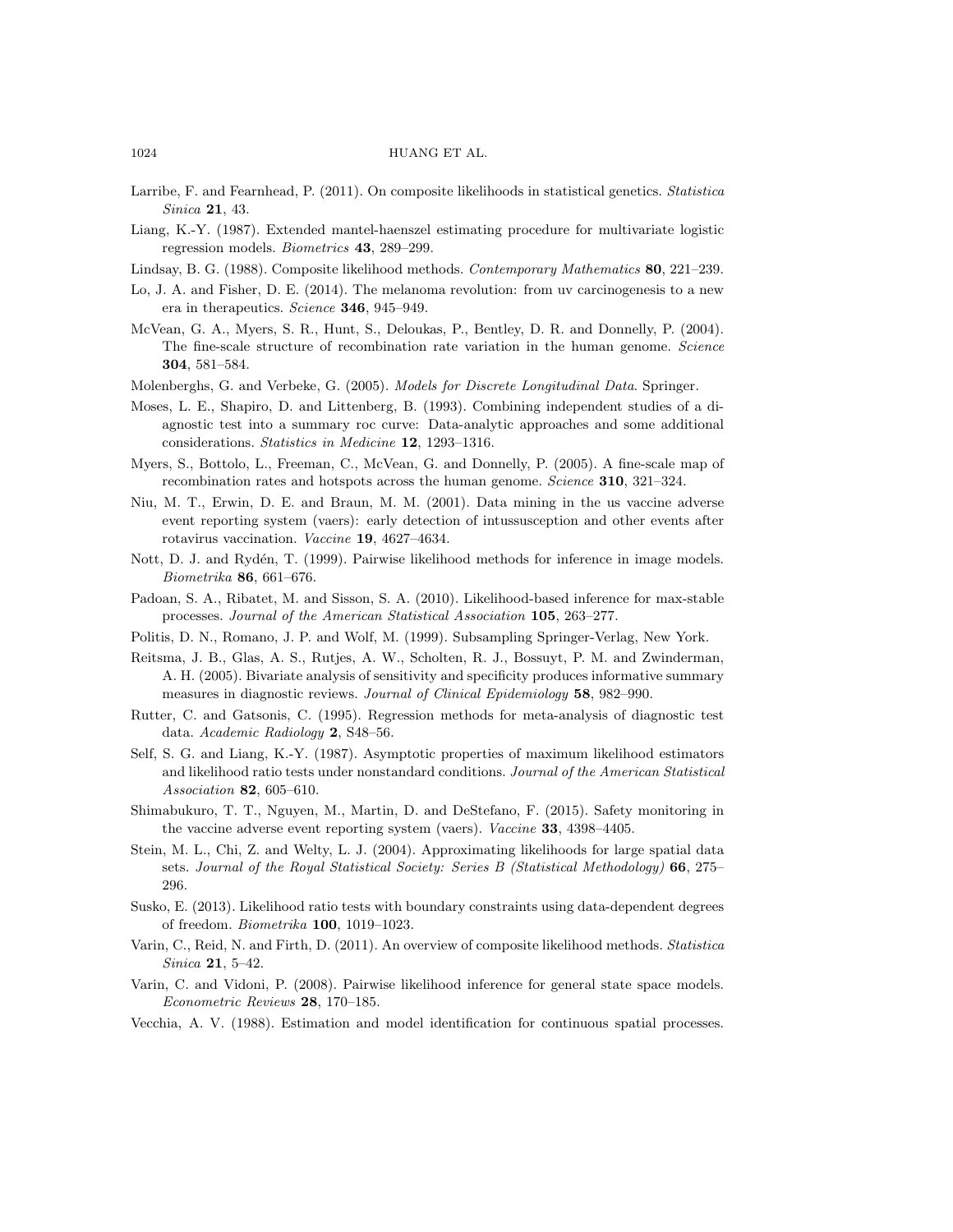Larribe, F. and Fearnhead, P. (2011). On composite likelihoods in statistical genetics. *Statistica Sinica* **21**, 43.

Liang, K.-Y. (1987). Extended mantel-haenszel estimating procedure for multivariate logistic regression models. *Biometrics* **43**, 289–299.

Lindsay, B. G. (1988). Composite likelihood methods. *Contemporary Mathematics* **80**, 221–239.

Lo, J. A. and Fisher, D. E. (2014). The melanoma revolution: from uv carcinogenesis to a new era in therapeutics. *Science* **346**, 945–949.

McVean, G. A., Myers, S. R., Hunt, S., Deloukas, P., Bentley, D. R. and Donnelly, P. (2004). The fine-scale structure of recombination rate variation in the human genome. *Science* **304**, 581–584.

Molenberghs, G. and Verbeke, G. (2005). *Models for Discrete Longitudinal Data*. Springer.

Moses, L. E., Shapiro, D. and Littenberg, B. (1993). Combining independent studies of a diagnostic test into a summary roc curve: Data-analytic approaches and some additional considerations. *Statistics in Medicine* **12**, 1293–1316.

Myers, S., Bottolo, L., Freeman, C., McVean, G. and Donnelly, P. (2005). A fine-scale map of recombination rates and hotspots across the human genome. *Science* **310**, 321–324.

Niu, M. T., Erwin, D. E. and Braun, M. M. (2001). Data mining in the us vaccine adverse event reporting system (vaers): early detection of intussusception and other events after rotavirus vaccination. *Vaccine* **19**, 4627–4634.

Nott, D. J. and Rydén, T. (1999). Pairwise likelihood methods for inference in image models. *Biometrika* **86**, 661–676.

Padoan, S. A., Ribatet, M. and Sisson, S. A. (2010). Likelihood-based inference for max-stable processes. *Journal of the American Statistical Association* **105**, 263–277.

Politis, D. N., Romano, J. P. and Wolf, M. (1999). Subsampling Springer-Verlag, New York.

Reitsma, J. B., Glas, A. S., Rutjes, A. W., Scholten, R. J., Bossuyt, P. M. and Zwinderman, A. H. (2005). Bivariate analysis of sensitivity and specificity produces informative summary measures in diagnostic reviews. *Journal of Clinical Epidemiology* **58**, 982–990.

Rutter, C. and Gatsonis, C. (1995). Regression methods for meta-analysis of diagnostic test data. *Academic Radiology* **2**, S48–56.

Self, S. G. and Liang, K.-Y. (1987). Asymptotic properties of maximum likelihood estimators and likelihood ratio tests under nonstandard conditions. *Journal of the American Statistical Association* **82**, 605–610.

Shimabukuro, T. T., Nguyen, M., Martin, D. and DeStefano, F. (2015). Safety monitoring in the vaccine adverse event reporting system (vaers). *Vaccine* **33**, 4398–4405.

Stein, M. L., Chi, Z. and Welty, L. J. (2004). Approximating likelihoods for large spatial data sets. *Journal of the Royal Statistical Society: Series B (Statistical Methodology)* **66**, 275–296.

Susko, E. (2013). Likelihood ratio tests with boundary constraints using data-dependent degrees of freedom. *Biometrika* **100**, 1019–1023.

Varin, C., Reid, N. and Firth, D. (2011). An overview of composite likelihood methods. *Statistica Sinica* **21**, 5–42.

Varin, C. and Vidoni, P. (2008). Pairwise likelihood inference for general state space models. *Econometric Reviews* **28**, 170–185.

Vecchia, A. V. (1988). Estimation and model identification for continuous spatial processes.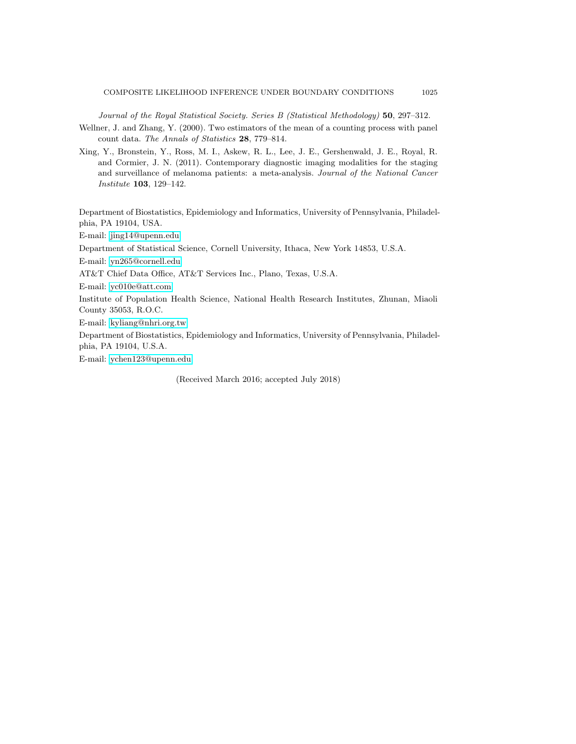*Journal of the Royal Statistical Society. Series B (Statistical Methodology)* **50**, 297–312.

Wellner, J. and Zhang, Y. (2000). Two estimators of the mean of a counting process with panel count data. *The Annals of Statistics* **28**, 779–814.

Xing, Y., Bronstein, Y., Ross, M. I., Askew, R. L., Lee, J. E., Gershenwald, J. E., Royal, R. and Cormier, J. N. (2011). Contemporary diagnostic imaging modalities for the staging and surveillance of melanoma patients: a meta-analysis. *Journal of the National Cancer Institute* **103**, 129–142.

Department of Biostatistics, Epidemiology and Informatics, University of Pennsylvania, Philadelphia, PA 19104, USA.

E-mail: jing14@upenn.edu

Department of Statistical Science, Cornell University, Ithaca, New York 14853, U.S.A.

E-mail: yn265@cornell.edu

AT&T Chief Data Office, AT&T Services Inc., Plano, Texas, U.S.A.

E-mail: yc010e@att.com

Institute of Population Health Science, National Health Research Institutes, Zhunan, Miaoli County 35053, R.O.C.

E-mail: kyliang@nhri.org.tw

Department of Biostatistics, Epidemiology and Informatics, University of Pennsylvania, Philadelphia, PA 19104, U.S.A.

E-mail: ychen123@upenn.edu

(Received March 2016; accepted July 2018)